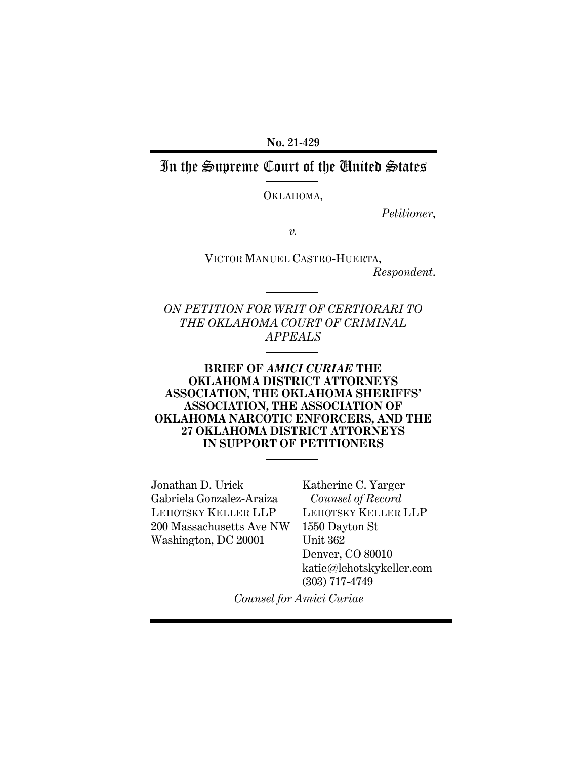**No. 21-429**

# In the Supreme Court of the United States

OKLAHOMA,

*Petitioner*,

*v.*

VICTOR MANUEL CASTRO-HUERTA,

*Respondent*.

*ON PETITION FOR WRIT OF CERTIORARI TO THE OKLAHOMA COURT OF CRIMINAL APPEALS*

**BRIEF OF *AMICI CURIAE* THE OKLAHOMA DISTRICT ATTORNEYS ASSOCIATION, THE OKLAHOMA SHERIFFS' ASSOCIATION, THE ASSOCIATION OF OKLAHOMA NARCOTIC ENFORCERS, AND THE 27 OKLAHOMA DISTRICT ATTORNEYS IN SUPPORT OF PETITIONERS**

Jonathan D. Urick
Gabriela Gonzalez-Araiza
LEHOTSKY KELLER LLP
200 Massachusetts Ave NW
Washington, DC 20001

Katherine C. Yarger
*Counsel of Record*
LEHOTSKY KELLER LLP
1550 Dayton St
Unit 362
Denver, CO 80010
katie@lehotskykeller.com
(303) 717-4749

*Counsel for Amici Curiae*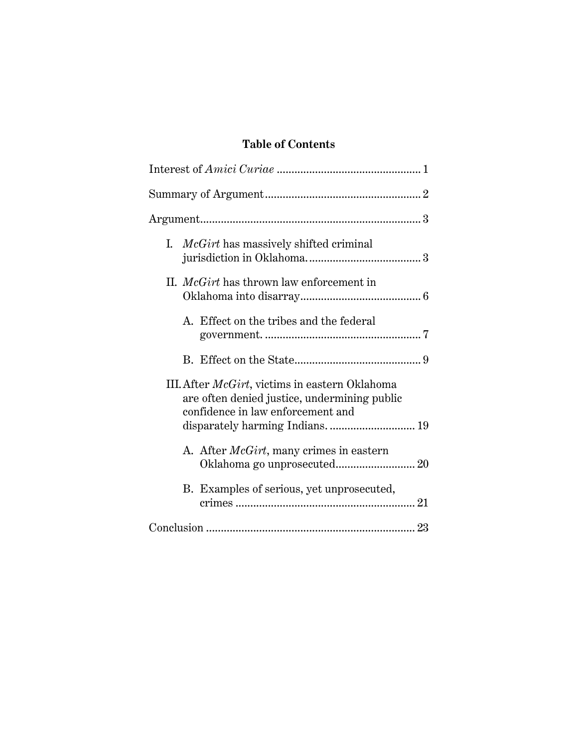**Table of Contents**

Interest of *Amici Curiae* ................................................ 1

Summary of Argument .................................................... 2

Argument .......................................................................... 3

I. *McGirt* has massively shifted criminal jurisdiction in Oklahoma. ...................................... 3

II. *McGirt* has thrown law enforcement in Oklahoma into disarray ......................................... 6

  A. Effect on the tribes and the federal government. ..................................................... 7

  B. Effect on the State ........................................... 9

III. After *McGirt*, victims in eastern Oklahoma are often denied justice, undermining public confidence in law enforcement and disparately harming Indians. ............................ 19

  A. After *McGirt*, many crimes in eastern Oklahoma go unprosecuted ........................... 20

  B. Examples of serious, yet unprosecuted, crimes ............................................................ 21

Conclusion ...................................................................... 23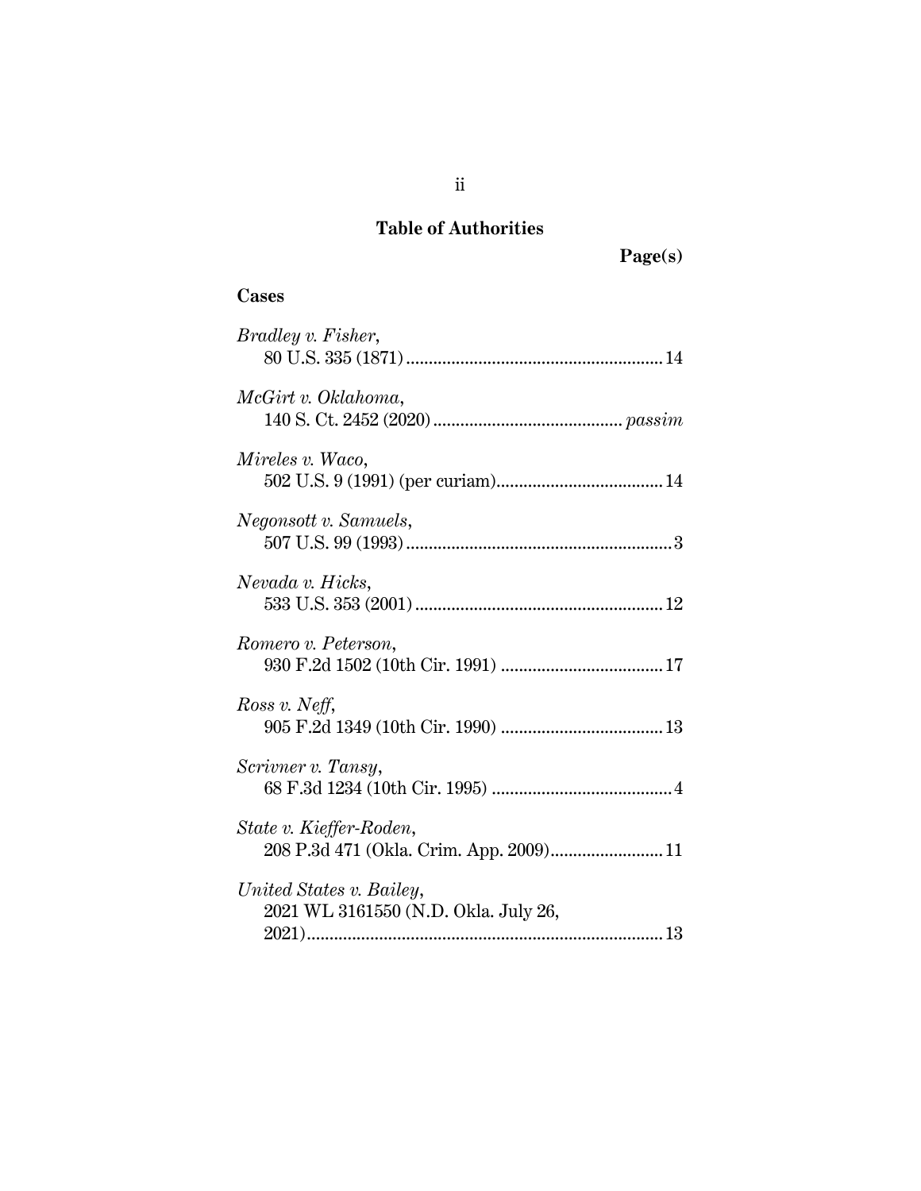## Table of Authorities

**Page(s)**

### Cases

*Bradley v. Fisher*,
80 U.S. 335 (1871) .......................................................... 14

*McGirt v. Oklahoma*,
140 S. Ct. 2452 (2020) .......................................... *passim*

*Mireles v. Waco*,
502 U.S. 9 (1991) (per curiam) ..................................... 14

*Negonsott v. Samuels*,
507 U.S. 99 (1993) ............................................................ 3

*Nevada v. Hicks*,
533 U.S. 353 (2001) ........................................................ 12

*Romero v. Peterson*,
930 F.2d 1502 (10th Cir. 1991) .................................... 17

*Ross v. Neff*,
905 F.2d 1349 (10th Cir. 1990) .................................... 13

*Scrivner v. Tansy*,
68 F.3d 1234 (10th Cir. 1995) ........................................ 4

*State v. Kieffer-Roden*,
208 P.3d 471 (Okla. Crim. App. 2009) ......................... 11

*United States v. Bailey*,
2021 WL 3161550 (N.D. Okla. July 26, 2021) ............................................................................... 13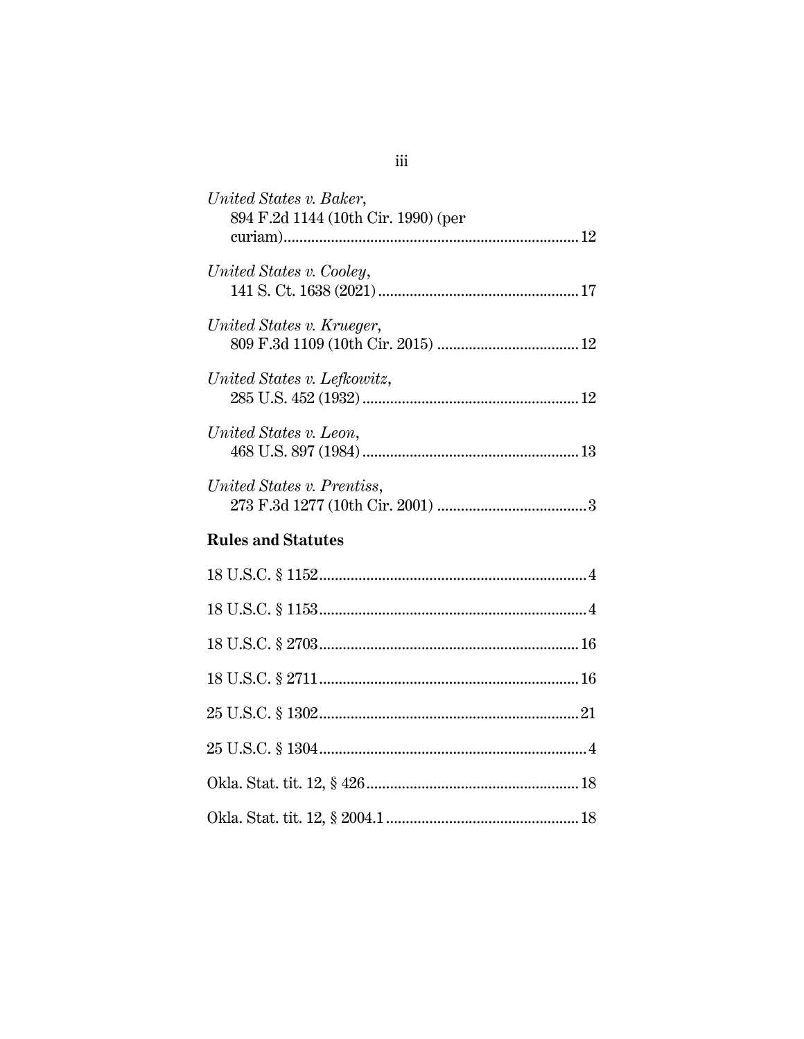*United States v. Baker*,
894 F.2d 1144 (10th Cir. 1990) (per curiam)........................................................................ 12

*United States v. Cooley*,
141 S. Ct. 1638 (2021)................................................... 17

*United States v. Krueger*,
809 F.3d 1109 (10th Cir. 2015) .................................... 12

*United States v. Lefkowitz*,
285 U.S. 452 (1932)...................................................... 12

*United States v. Leon*,
468 U.S. 897 (1984)...................................................... 13

*United States v. Prentiss*,
273 F.3d 1277 (10th Cir. 2001) ...................................... 3

**Rules and Statutes**

18 U.S.C. § 1152.................................................................... 4

18 U.S.C. § 1153.................................................................... 4

18 U.S.C. § 2703.................................................................. 16

18 U.S.C. § 2711.................................................................. 16

25 U.S.C. § 1302.................................................................. 21

25 U.S.C. § 1304.................................................................... 4

Okla. Stat. tit. 12, § 426...................................................... 18

Okla. Stat. tit. 12, § 2004.1 ................................................. 18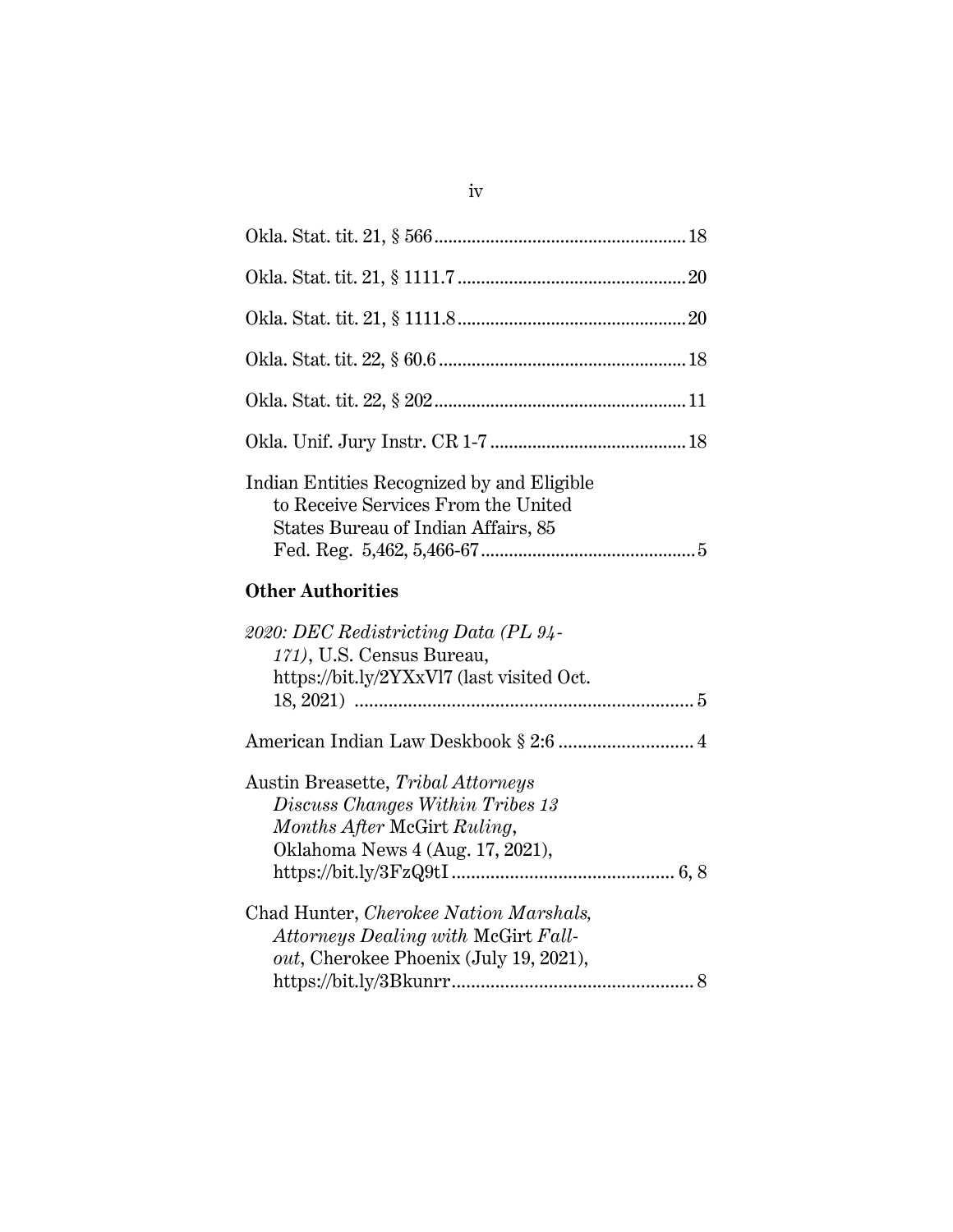Okla. Stat. tit. 21, § 566 ..................................................... 18

Okla. Stat. tit. 21, § 1111.7 ................................................ 20

Okla. Stat. tit. 21, § 1111.8 ................................................ 20

Okla. Stat. tit. 22, § 60.6 .................................................... 18

Okla. Stat. tit. 22, § 202 ..................................................... 11

Okla. Unif. Jury Instr. CR 1-7 ......................................... 18

Indian Entities Recognized by and Eligible to Receive Services From the United States Bureau of Indian Affairs, 85 Fed. Reg. 5,462, 5,466-67 ............................................. 5

**Other Authorities**

*2020: DEC Redistricting Data (PL 94-171)*, U.S. Census Bureau, https://bit.ly/2YXxVl7 (last visited Oct. 18, 2021) ...................................................................... 5

American Indian Law Deskbook § 2:6 ............................ 4

Austin Breasette, *Tribal Attorneys Discuss Changes Within Tribes 13 Months After* McGirt *Ruling*, Oklahoma News 4 (Aug. 17, 2021), https://bit.ly/3FzQ9tI ............................................. 6, 8

Chad Hunter, *Cherokee Nation Marshals, Attorneys Dealing with* McGirt *Fall-out*, Cherokee Phoenix (July 19, 2021), https://bit.ly/3Bkunrr.................................................. 8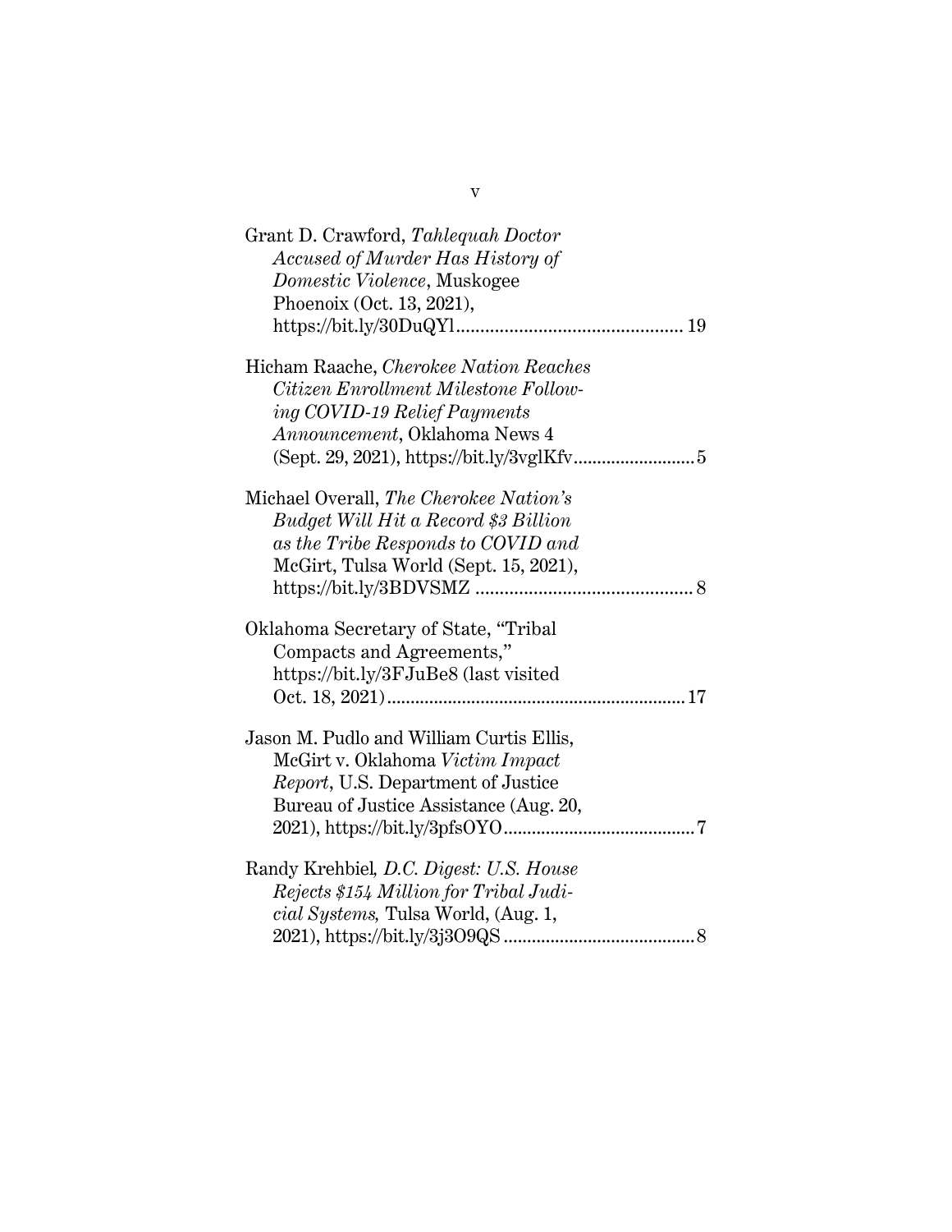Grant D. Crawford, *Tahlequah Doctor Accused of Murder Has History of Domestic Violence*, Muskogee Phoenoix (Oct. 13, 2021), https://bit.ly/30DuQYl ............................................... 19

Hicham Raache, *Cherokee Nation Reaches Citizen Enrollment Milestone Following COVID-19 Relief Payments Announcement*, Oklahoma News 4 (Sept. 29, 2021), https://bit.ly/3vglKfv ......................... 5

Michael Overall, *The Cherokee Nation's Budget Will Hit a Record $3 Billion as the Tribe Responds to COVID and* McGirt, Tulsa World (Sept. 15, 2021), https://bit.ly/3BDVSMZ ............................................. 8

Oklahoma Secretary of State, "Tribal Compacts and Agreements," https://bit.ly/3FJuBe8 (last visited Oct. 18, 2021) ............................................................... 17

Jason M. Pudlo and William Curtis Ellis, McGirt v. Oklahoma *Victim Impact Report*, U.S. Department of Justice Bureau of Justice Assistance (Aug. 20, 2021), https://bit.ly/3pfsOYO ......................................... 7

Randy Krehbiel, *D.C. Digest: U.S. House Rejects $154 Million for Tribal Judicial Systems,* Tulsa World, (Aug. 1, 2021), https://bit.ly/3j3O9QS ......................................... 8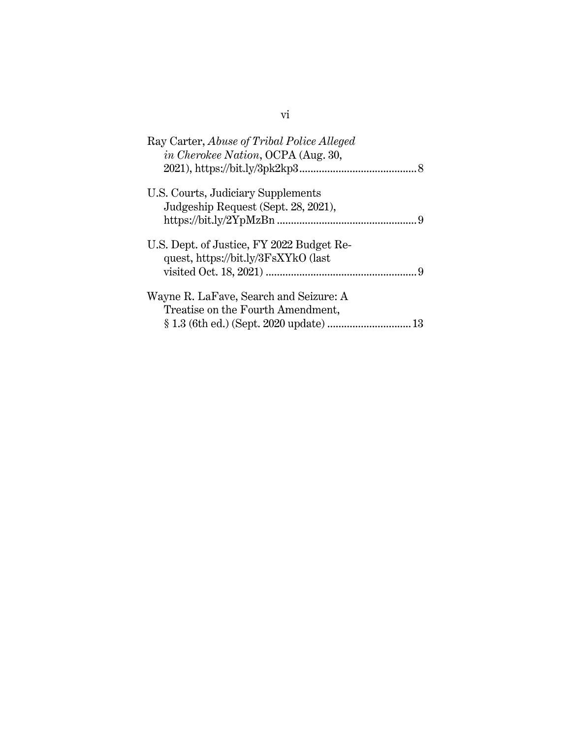Ray Carter, *Abuse of Tribal Police Alleged in Cherokee Nation*, OCPA (Aug. 30, 2021), https://bit.ly/3pk2kp3 .......................................... 8

U.S. Courts, Judiciary Supplements Judgeship Request (Sept. 28, 2021), https://bit.ly/2YpMzBn .................................................. 9

U.S. Dept. of Justice, FY 2022 Budget Request, https://bit.ly/3FsXYkO (last visited Oct. 18, 2021) ...................................................... 9

Wayne R. LaFave, Search and Seizure: A Treatise on the Fourth Amendment, § 1.3 (6th ed.) (Sept. 2020 update) ............................. 13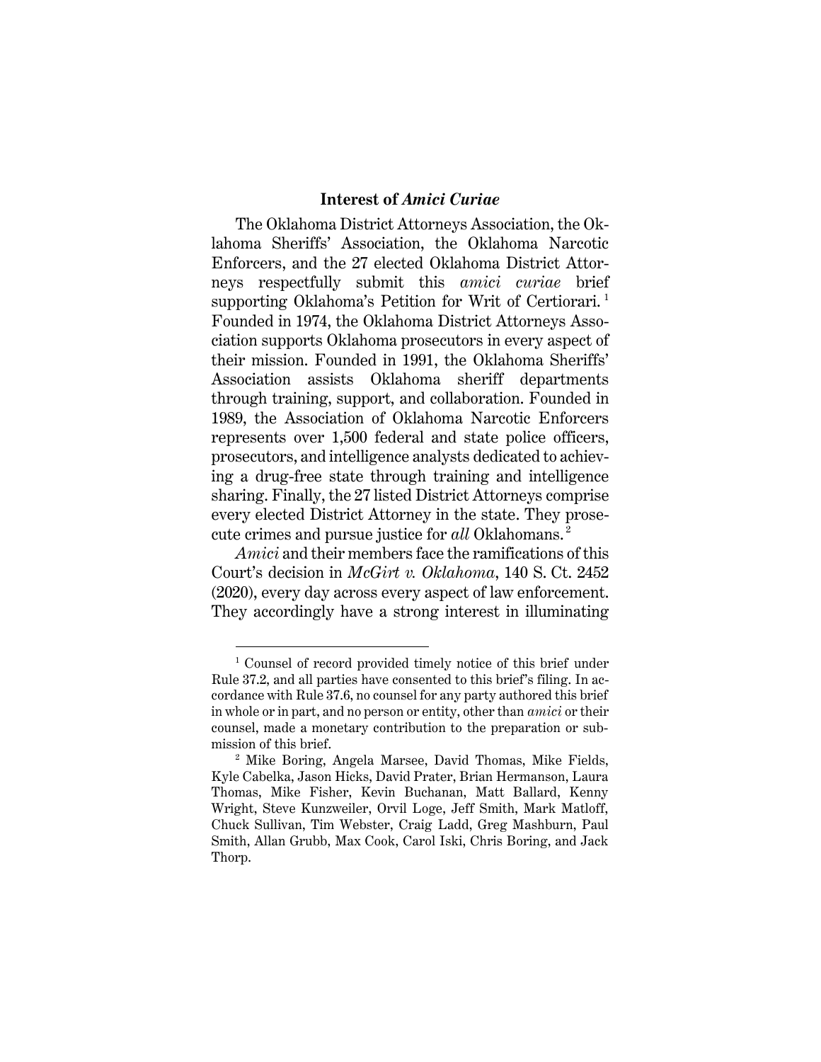## Interest of *Amici Curiae*

The Oklahoma District Attorneys Association, the Oklahoma Sheriffs' Association, the Oklahoma Narcotic Enforcers, and the 27 elected Oklahoma District Attorneys respectfully submit this *amici curiae* brief supporting Oklahoma's Petition for Writ of Certiorari.[1] Founded in 1974, the Oklahoma District Attorneys Association supports Oklahoma prosecutors in every aspect of their mission. Founded in 1991, the Oklahoma Sheriffs' Association assists Oklahoma sheriff departments through training, support, and collaboration. Founded in 1989, the Association of Oklahoma Narcotic Enforcers represents over 1,500 federal and state police officers, prosecutors, and intelligence analysts dedicated to achieving a drug-free state through training and intelligence sharing. Finally, the 27 listed District Attorneys comprise every elected District Attorney in the state. They prosecute crimes and pursue justice for *all* Oklahomans.[2]

*Amici* and their members face the ramifications of this Court's decision in *McGirt v. Oklahoma*, 140 S. Ct. 2452 (2020), every day across every aspect of law enforcement. They accordingly have a strong interest in illuminating

---

[1] Counsel of record provided timely notice of this brief under Rule 37.2, and all parties have consented to this brief's filing. In accordance with Rule 37.6, no counsel for any party authored this brief in whole or in part, and no person or entity, other than *amici* or their counsel, made a monetary contribution to the preparation or submission of this brief.

[2] Mike Boring, Angela Marsee, David Thomas, Mike Fields, Kyle Cabelka, Jason Hicks, David Prater, Brian Hermanson, Laura Thomas, Mike Fisher, Kevin Buchanan, Matt Ballard, Kenny Wright, Steve Kunzweiler, Orvil Loge, Jeff Smith, Mark Matloff, Chuck Sullivan, Tim Webster, Craig Ladd, Greg Mashburn, Paul Smith, Allan Grubb, Max Cook, Carol Iski, Chris Boring, and Jack Thorp.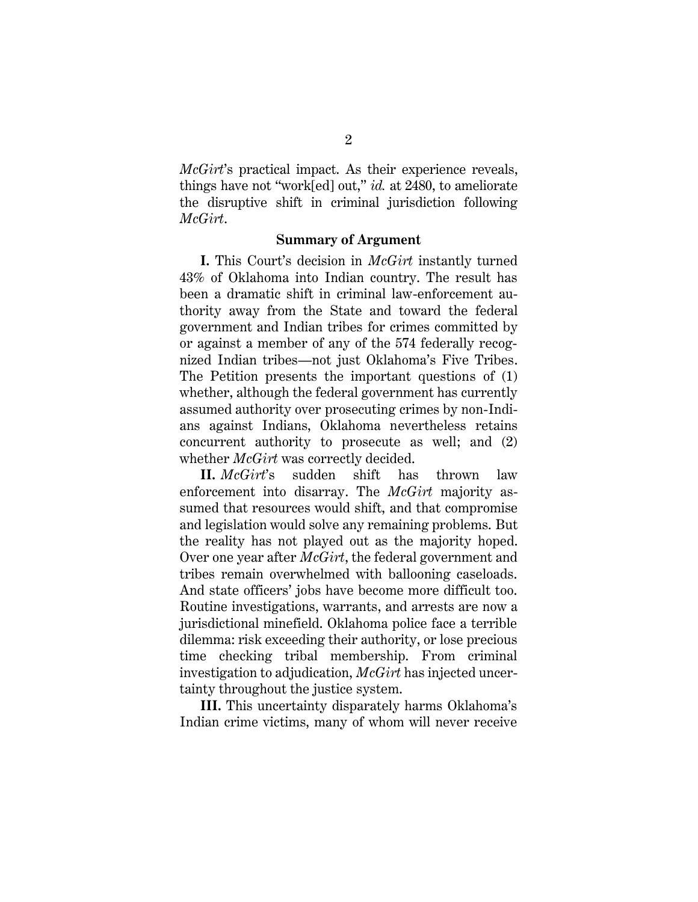*McGirt*'s practical impact. As their experience reveals, things have not "work[ed] out," *id.* at 2480, to ameliorate the disruptive shift in criminal jurisdiction following *McGirt*.

## Summary of Argument

**I.** This Court's decision in *McGirt* instantly turned 43% of Oklahoma into Indian country. The result has been a dramatic shift in criminal law-enforcement authority away from the State and toward the federal government and Indian tribes for crimes committed by or against a member of any of the 574 federally recognized Indian tribes—not just Oklahoma's Five Tribes. The Petition presents the important questions of (1) whether, although the federal government has currently assumed authority over prosecuting crimes by non-Indians against Indians, Oklahoma nevertheless retains concurrent authority to prosecute as well; and (2) whether *McGirt* was correctly decided.

**II.** *McGirt*'s sudden shift has thrown law enforcement into disarray. The *McGirt* majority assumed that resources would shift, and that compromise and legislation would solve any remaining problems. But the reality has not played out as the majority hoped. Over one year after *McGirt*, the federal government and tribes remain overwhelmed with ballooning caseloads. And state officers' jobs have become more difficult too. Routine investigations, warrants, and arrests are now a jurisdictional minefield. Oklahoma police face a terrible dilemma: risk exceeding their authority, or lose precious time checking tribal membership. From criminal investigation to adjudication, *McGirt* has injected uncertainty throughout the justice system.

**III.** This uncertainty disparately harms Oklahoma's Indian crime victims, many of whom will never receive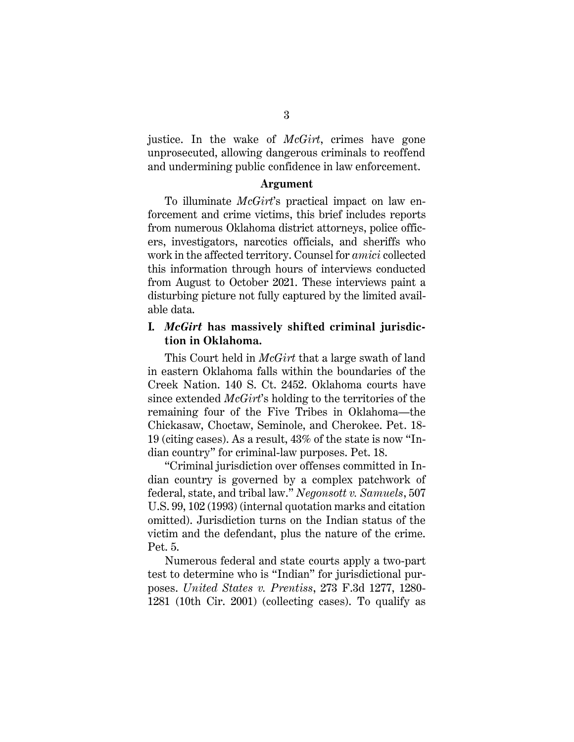justice. In the wake of *McGirt*, crimes have gone unprosecuted, allowing dangerous criminals to reoffend and undermining public confidence in law enforcement.

## Argument

To illuminate *McGirt*'s practical impact on law enforcement and crime victims, this brief includes reports from numerous Oklahoma district attorneys, police officers, investigators, narcotics officials, and sheriffs who work in the affected territory. Counsel for *amici* collected this information through hours of interviews conducted from August to October 2021. These interviews paint a disturbing picture not fully captured by the limited available data.

### I. *McGirt* has massively shifted criminal jurisdiction in Oklahoma.

This Court held in *McGirt* that a large swath of land in eastern Oklahoma falls within the boundaries of the Creek Nation. 140 S. Ct. 2452. Oklahoma courts have since extended *McGirt*'s holding to the territories of the remaining four of the Five Tribes in Oklahoma—the Chickasaw, Choctaw, Seminole, and Cherokee. Pet. 18-19 (citing cases). As a result, 43% of the state is now "Indian country" for criminal-law purposes. Pet. 18.

"Criminal jurisdiction over offenses committed in Indian country is governed by a complex patchwork of federal, state, and tribal law." *Negonsott v. Samuels*, 507 U.S. 99, 102 (1993) (internal quotation marks and citation omitted). Jurisdiction turns on the Indian status of the victim and the defendant, plus the nature of the crime. Pet. 5.

Numerous federal and state courts apply a two-part test to determine who is "Indian" for jurisdictional purposes. *United States v. Prentiss*, 273 F.3d 1277, 1280-1281 (10th Cir. 2001) (collecting cases). To qualify as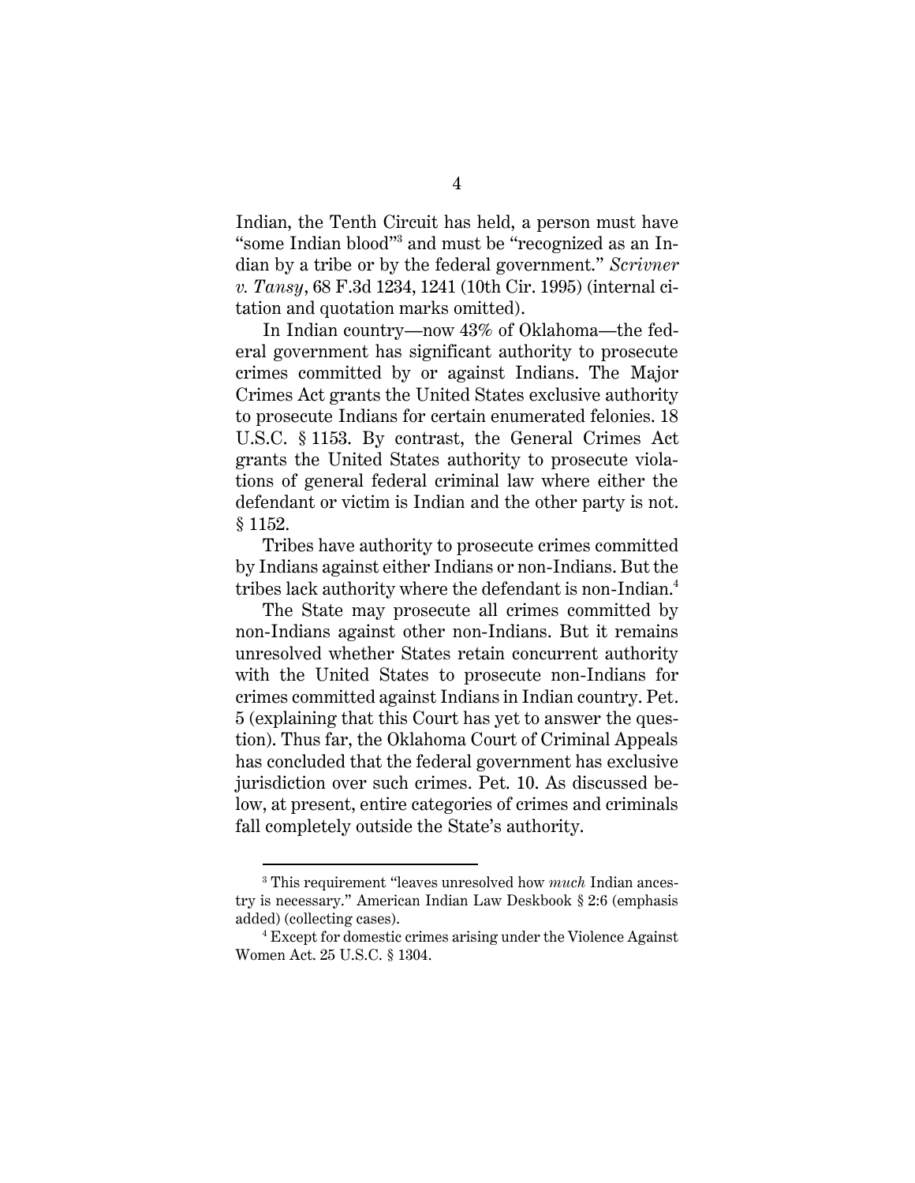Indian, the Tenth Circuit has held, a person must have "some Indian blood"[3] and must be "recognized as an Indian by a tribe or by the federal government." *Scrivner v. Tansy*, 68 F.3d 1234, 1241 (10th Cir. 1995) (internal citation and quotation marks omitted).

In Indian country—now 43% of Oklahoma—the federal government has significant authority to prosecute crimes committed by or against Indians. The Major Crimes Act grants the United States exclusive authority to prosecute Indians for certain enumerated felonies. 18 U.S.C. § 1153. By contrast, the General Crimes Act grants the United States authority to prosecute violations of general federal criminal law where either the defendant or victim is Indian and the other party is not. § 1152.

Tribes have authority to prosecute crimes committed by Indians against either Indians or non-Indians. But the tribes lack authority where the defendant is non-Indian.[4]

The State may prosecute all crimes committed by non-Indians against other non-Indians. But it remains unresolved whether States retain concurrent authority with the United States to prosecute non-Indians for crimes committed against Indians in Indian country. Pet. 5 (explaining that this Court has yet to answer the question). Thus far, the Oklahoma Court of Criminal Appeals has concluded that the federal government has exclusive jurisdiction over such crimes. Pet. 10. As discussed below, at present, entire categories of crimes and criminals fall completely outside the State's authority.

---

[3] This requirement "leaves unresolved how *much* Indian ancestry is necessary." American Indian Law Deskbook § 2:6 (emphasis added) (collecting cases).

[4] Except for domestic crimes arising under the Violence Against Women Act. 25 U.S.C. § 1304.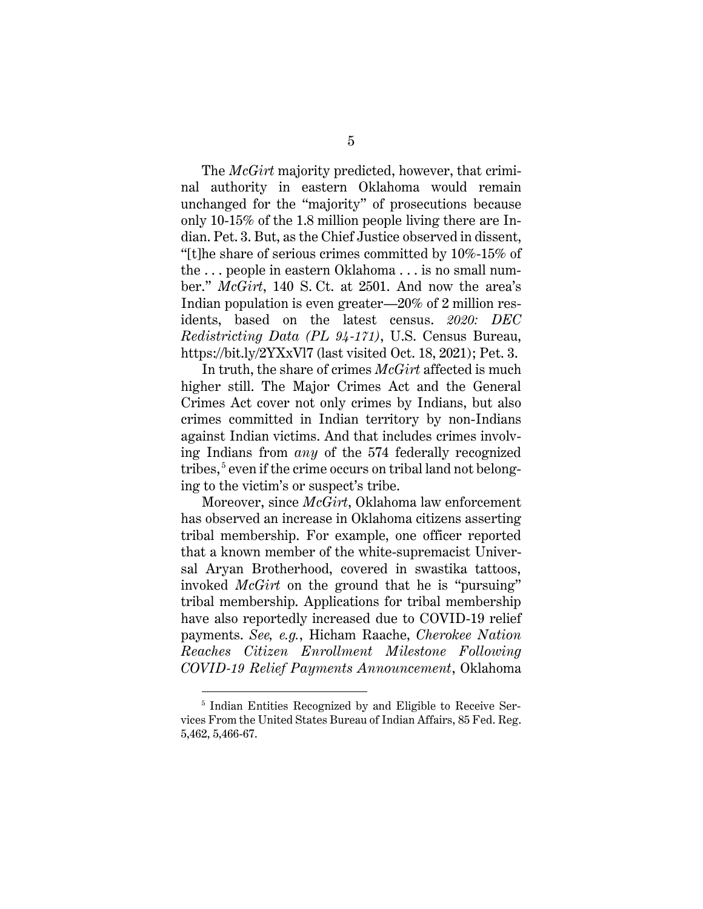The *McGirt* majority predicted, however, that criminal authority in eastern Oklahoma would remain unchanged for the "majority" of prosecutions because only 10-15% of the 1.8 million people living there are Indian. Pet. 3. But, as the Chief Justice observed in dissent, "[t]he share of serious crimes committed by 10%-15% of the . . . people in eastern Oklahoma . . . is no small number." *McGirt*, 140 S. Ct. at 2501. And now the area's Indian population is even greater—20% of 2 million residents, based on the latest census. *2020: DEC Redistricting Data (PL 94-171)*, U.S. Census Bureau, https://bit.ly/2YXxVl7 (last visited Oct. 18, 2021); Pet. 3.

In truth, the share of crimes *McGirt* affected is much higher still. The Major Crimes Act and the General Crimes Act cover not only crimes by Indians, but also crimes committed in Indian territory by non-Indians against Indian victims. And that includes crimes involving Indians from *any* of the 574 federally recognized tribes,[5] even if the crime occurs on tribal land not belonging to the victim's or suspect's tribe.

Moreover, since *McGirt*, Oklahoma law enforcement has observed an increase in Oklahoma citizens asserting tribal membership. For example, one officer reported that a known member of the white-supremacist Universal Aryan Brotherhood, covered in swastika tattoos, invoked *McGirt* on the ground that he is "pursuing" tribal membership. Applications for tribal membership have also reportedly increased due to COVID-19 relief payments. *See, e.g.*, Hicham Raache, *Cherokee Nation Reaches Citizen Enrollment Milestone Following COVID-19 Relief Payments Announcement*, Oklahoma

[5] Indian Entities Recognized by and Eligible to Receive Services From the United States Bureau of Indian Affairs, 85 Fed. Reg. 5,462, 5,466-67.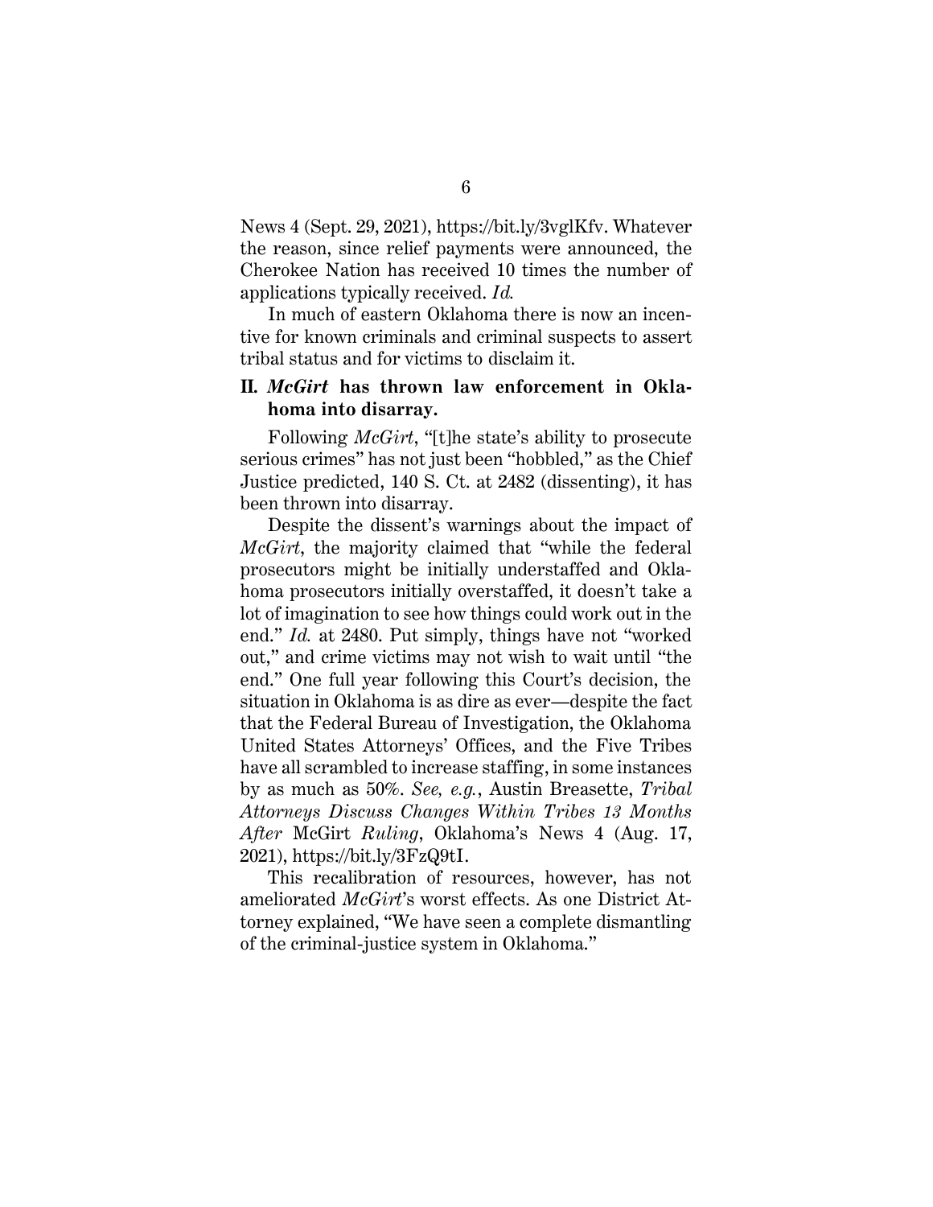News 4 (Sept. 29, 2021), https://bit.ly/3vglKfv. Whatever the reason, since relief payments were announced, the Cherokee Nation has received 10 times the number of applications typically received. *Id.*

In much of eastern Oklahoma there is now an incentive for known criminals and criminal suspects to assert tribal status and for victims to disclaim it.

## II. *McGirt* has thrown law enforcement in Oklahoma into disarray.

Following *McGirt*, "[t]he state's ability to prosecute serious crimes" has not just been "hobbled," as the Chief Justice predicted, 140 S. Ct. at 2482 (dissenting), it has been thrown into disarray.

Despite the dissent's warnings about the impact of *McGirt*, the majority claimed that "while the federal prosecutors might be initially understaffed and Oklahoma prosecutors initially overstaffed, it doesn't take a lot of imagination to see how things could work out in the end." *Id.* at 2480. Put simply, things have not "worked out," and crime victims may not wish to wait until "the end." One full year following this Court's decision, the situation in Oklahoma is as dire as ever—despite the fact that the Federal Bureau of Investigation, the Oklahoma United States Attorneys' Offices, and the Five Tribes have all scrambled to increase staffing, in some instances by as much as 50%. *See, e.g.*, Austin Breasette, *Tribal Attorneys Discuss Changes Within Tribes 13 Months After* McGirt *Ruling*, Oklahoma's News 4 (Aug. 17, 2021), https://bit.ly/3FzQ9tI.

This recalibration of resources, however, has not ameliorated *McGirt*'s worst effects. As one District Attorney explained, "We have seen a complete dismantling of the criminal-justice system in Oklahoma."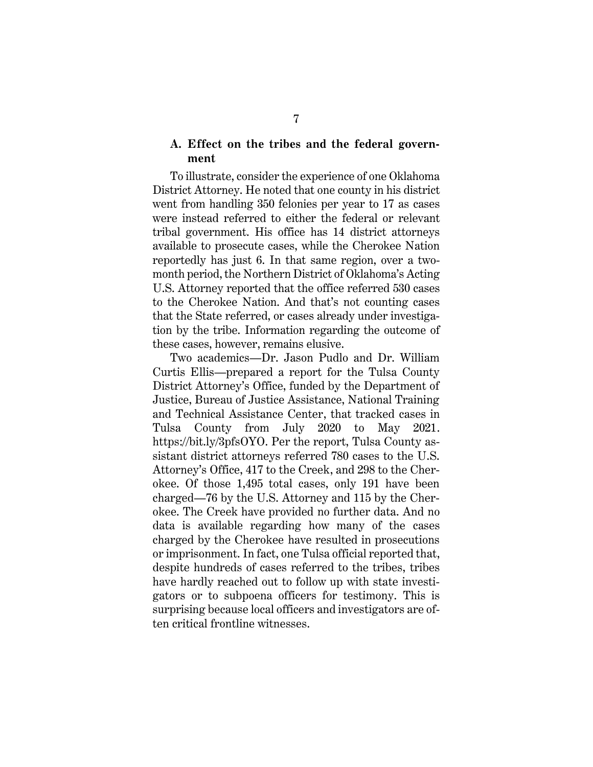### A. Effect on the tribes and the federal government

To illustrate, consider the experience of one Oklahoma District Attorney. He noted that one county in his district went from handling 350 felonies per year to 17 as cases were instead referred to either the federal or relevant tribal government. His office has 14 district attorneys available to prosecute cases, while the Cherokee Nation reportedly has just 6. In that same region, over a two-month period, the Northern District of Oklahoma's Acting U.S. Attorney reported that the office referred 530 cases to the Cherokee Nation. And that's not counting cases that the State referred, or cases already under investigation by the tribe. Information regarding the outcome of these cases, however, remains elusive.

Two academics—Dr. Jason Pudlo and Dr. William Curtis Ellis—prepared a report for the Tulsa County District Attorney's Office, funded by the Department of Justice, Bureau of Justice Assistance, National Training and Technical Assistance Center, that tracked cases in Tulsa County from July 2020 to May 2021. https://bit.ly/3pfsOYO. Per the report, Tulsa County assistant district attorneys referred 780 cases to the U.S. Attorney's Office, 417 to the Creek, and 298 to the Cherokee. Of those 1,495 total cases, only 191 have been charged—76 by the U.S. Attorney and 115 by the Cherokee. The Creek have provided no further data. And no data is available regarding how many of the cases charged by the Cherokee have resulted in prosecutions or imprisonment. In fact, one Tulsa official reported that, despite hundreds of cases referred to the tribes, tribes have hardly reached out to follow up with state investigators or to subpoena officers for testimony. This is surprising because local officers and investigators are often critical frontline witnesses.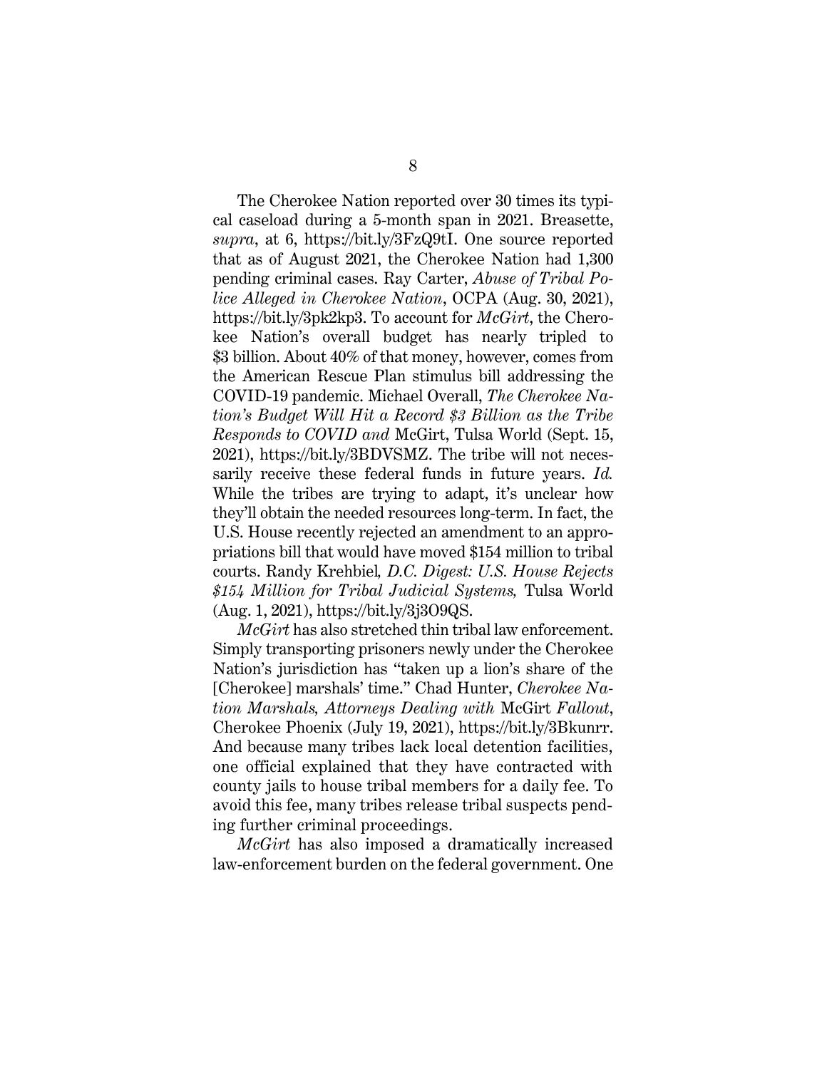The Cherokee Nation reported over 30 times its typical caseload during a 5-month span in 2021. Breasette, *supra*, at 6, https://bit.ly/3FzQ9tI. One source reported that as of August 2021, the Cherokee Nation had 1,300 pending criminal cases. Ray Carter, *Abuse of Tribal Police Alleged in Cherokee Nation*, OCPA (Aug. 30, 2021), https://bit.ly/3pk2kp3. To account for *McGirt*, the Cherokee Nation's overall budget has nearly tripled to $3 billion. About 40% of that money, however, comes from the American Rescue Plan stimulus bill addressing the COVID-19 pandemic. Michael Overall, *The Cherokee Nation's Budget Will Hit a Record $3 Billion as the Tribe Responds to COVID and* McGirt, Tulsa World (Sept. 15, 2021), https://bit.ly/3BDVSMZ. The tribe will not necessarily receive these federal funds in future years. *Id.* While the tribes are trying to adapt, it's unclear how they'll obtain the needed resources long-term. In fact, the U.S. House recently rejected an amendment to an appropriations bill that would have moved $154 million to tribal courts. Randy Krehbiel*, D.C. Digest: U.S. House Rejects $154 Million for Tribal Judicial Systems,* Tulsa World (Aug. 1, 2021), https://bit.ly/3j3O9QS.

*McGirt* has also stretched thin tribal law enforcement. Simply transporting prisoners newly under the Cherokee Nation's jurisdiction has "taken up a lion's share of the [Cherokee] marshals' time." Chad Hunter, *Cherokee Nation Marshals, Attorneys Dealing with* McGirt *Fallout*, Cherokee Phoenix (July 19, 2021), https://bit.ly/3Bkunrr. And because many tribes lack local detention facilities, one official explained that they have contracted with county jails to house tribal members for a daily fee. To avoid this fee, many tribes release tribal suspects pending further criminal proceedings.

*McGirt* has also imposed a dramatically increased law-enforcement burden on the federal government. One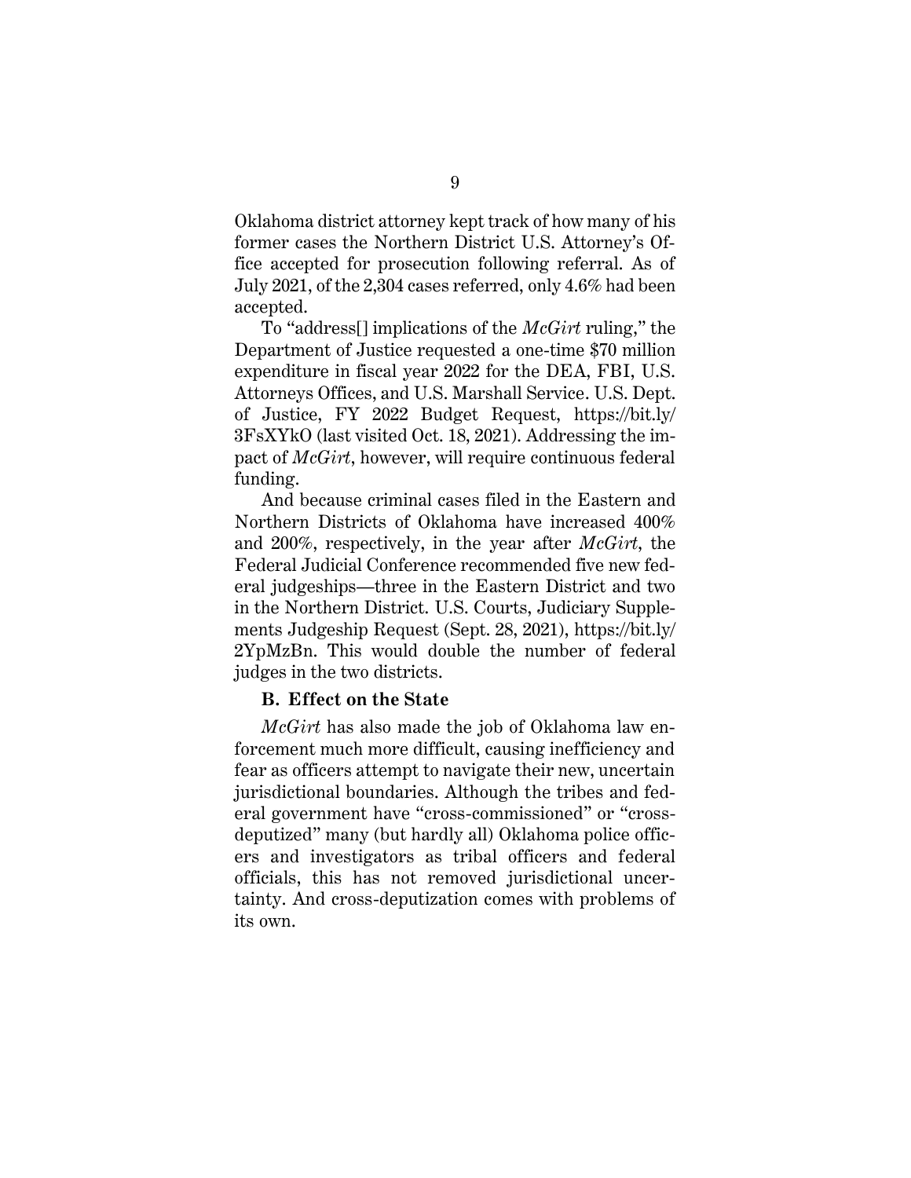Oklahoma district attorney kept track of how many of his former cases the Northern District U.S. Attorney's Office accepted for prosecution following referral. As of July 2021, of the 2,304 cases referred, only 4.6% had been accepted.

To "address[] implications of the *McGirt* ruling," the Department of Justice requested a one-time $70 million expenditure in fiscal year 2022 for the DEA, FBI, U.S. Attorneys Offices, and U.S. Marshall Service. U.S. Dept. of Justice, FY 2022 Budget Request, https://bit.ly/3FsXYkO (last visited Oct. 18, 2021). Addressing the impact of *McGirt*, however, will require continuous federal funding.

And because criminal cases filed in the Eastern and Northern Districts of Oklahoma have increased 400% and 200%, respectively, in the year after *McGirt*, the Federal Judicial Conference recommended five new federal judgeships—three in the Eastern District and two in the Northern District. U.S. Courts, Judiciary Supplements Judgeship Request (Sept. 28, 2021), https://bit.ly/2YpMzBn. This would double the number of federal judges in the two districts.

### B. Effect on the State

*McGirt* has also made the job of Oklahoma law enforcement much more difficult, causing inefficiency and fear as officers attempt to navigate their new, uncertain jurisdictional boundaries. Although the tribes and federal government have "cross-commissioned" or "cross-deputized" many (but hardly all) Oklahoma police officers and investigators as tribal officers and federal officials, this has not removed jurisdictional uncertainty. And cross-deputization comes with problems of its own.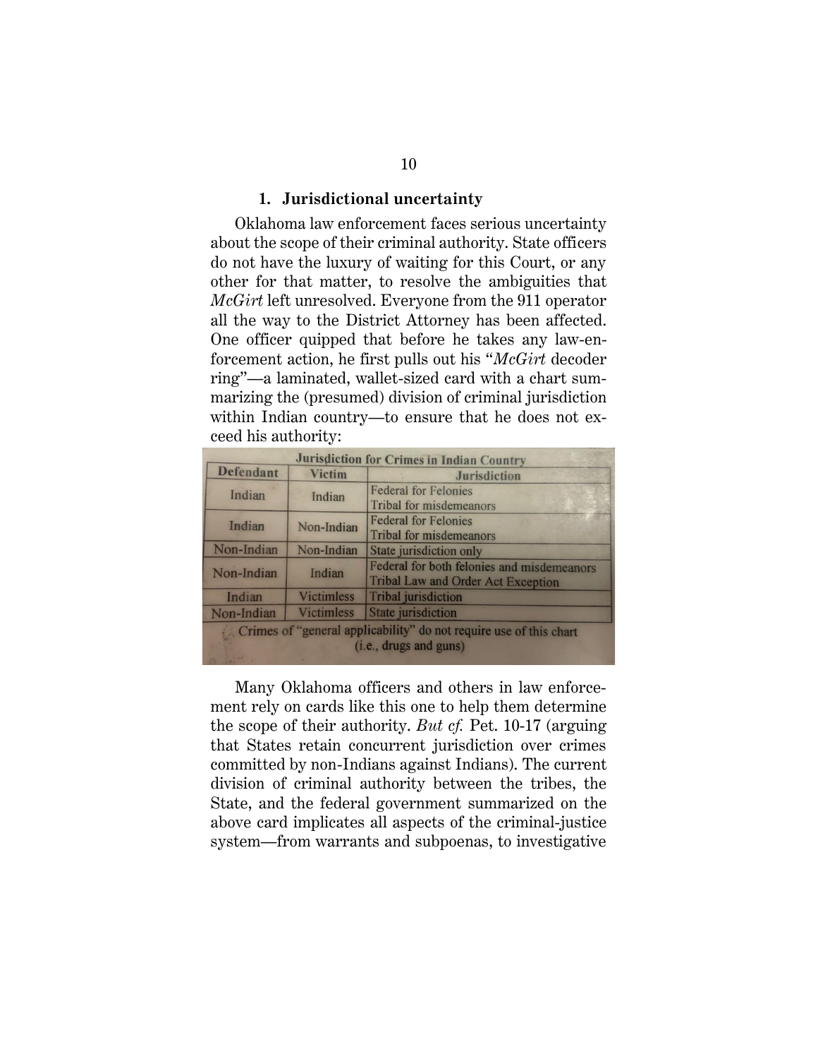### 1. Jurisdictional uncertainty

Oklahoma law enforcement faces serious uncertainty about the scope of their criminal authority. State officers do not have the luxury of waiting for this Court, or any other for that matter, to resolve the ambiguities that *McGirt* left unresolved. Everyone from the 911 operator all the way to the District Attorney has been affected. One officer quipped that before he takes any law-enforcement action, he first pulls out his "*McGirt* decoder ring"—a laminated, wallet-sized card with a chart summarizing the (presumed) division of criminal jurisdiction within Indian country—to ensure that he does not exceed his authority:

| Jurisdiction for Crimes in Indian Country | | |
|---|---|---|
| **Defendant** | **Victim** | **Jurisdiction** |
| Indian | Indian | Federal for Felonies<br>Tribal for misdemeanors |
| Indian | Non-Indian | Federal for Felonies<br>Tribal for misdemeanors |
| Non-Indian | Non-Indian | State jurisdiction only |
| Non-Indian | Indian | Federal for both felonies and misdemeanors<br>Tribal Law and Order Act Exception |
| Indian | Victimless | Tribal jurisdiction |
| Non-Indian | Victimless | State jurisdiction |
| Crimes of "general applicability" do not require use of this chart (i.e., drugs and guns) | | |

Many Oklahoma officers and others in law enforcement rely on cards like this one to help them determine the scope of their authority. *But cf.* Pet. 10-17 (arguing that States retain concurrent jurisdiction over crimes committed by non-Indians against Indians). The current division of criminal authority between the tribes, the State, and the federal government summarized on the above card implicates all aspects of the criminal-justice system—from warrants and subpoenas, to investigative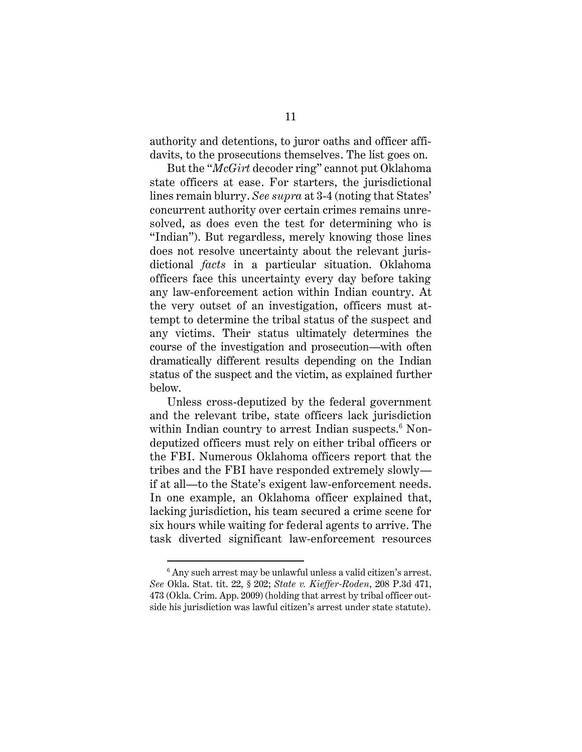authority and detentions, to juror oaths and officer affidavits, to the prosecutions themselves. The list goes on.

But the "*McGirt* decoder ring" cannot put Oklahoma state officers at ease. For starters, the jurisdictional lines remain blurry. *See supra* at 3-4 (noting that States' concurrent authority over certain crimes remains unresolved, as does even the test for determining who is "Indian"). But regardless, merely knowing those lines does not resolve uncertainty about the relevant jurisdictional *facts* in a particular situation. Oklahoma officers face this uncertainty every day before taking any law-enforcement action within Indian country. At the very outset of an investigation, officers must attempt to determine the tribal status of the suspect and any victims. Their status ultimately determines the course of the investigation and prosecution—with often dramatically different results depending on the Indian status of the suspect and the victim, as explained further below.

Unless cross-deputized by the federal government and the relevant tribe, state officers lack jurisdiction within Indian country to arrest Indian suspects.[6] Non-deputized officers must rely on either tribal officers or the FBI. Numerous Oklahoma officers report that the tribes and the FBI have responded extremely slowly—if at all—to the State's exigent law-enforcement needs. In one example, an Oklahoma officer explained that, lacking jurisdiction, his team secured a crime scene for six hours while waiting for federal agents to arrive. The task diverted significant law-enforcement resources

[6] Any such arrest may be unlawful unless a valid citizen's arrest. *See* Okla. Stat. tit. 22, § 202; *State v. Kieffer-Roden*, 208 P.3d 471, 473 (Okla. Crim. App. 2009) (holding that arrest by tribal officer outside his jurisdiction was lawful citizen's arrest under state statute).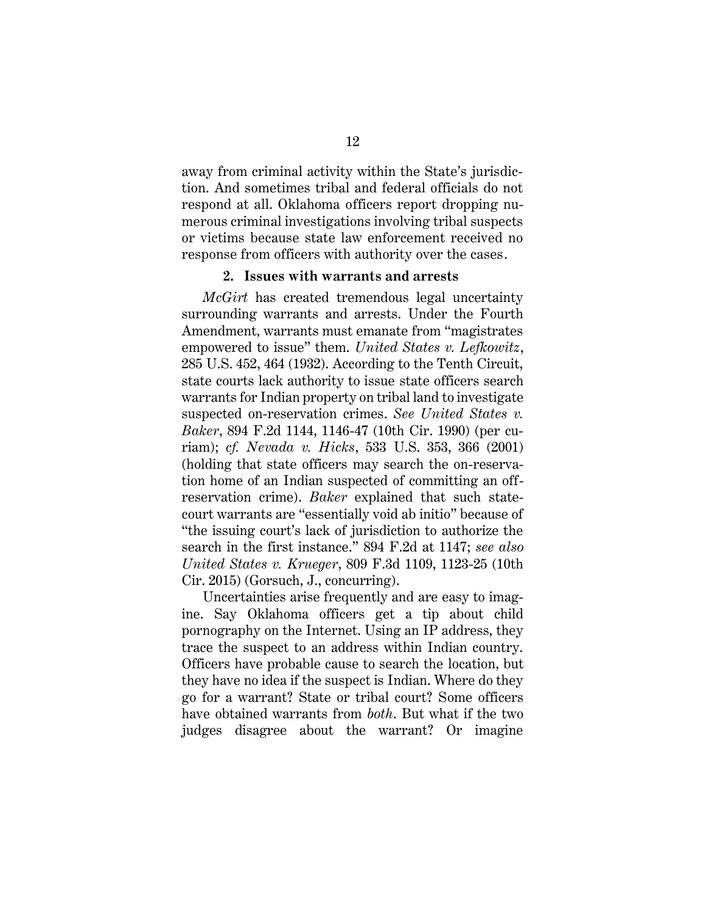away from criminal activity within the State's jurisdiction. And sometimes tribal and federal officials do not respond at all. Oklahoma officers report dropping numerous criminal investigations involving tribal suspects or victims because state law enforcement received no response from officers with authority over the cases.

### 2. Issues with warrants and arrests

*McGirt* has created tremendous legal uncertainty surrounding warrants and arrests. Under the Fourth Amendment, warrants must emanate from "magistrates empowered to issue" them. *United States v. Lefkowitz*, 285 U.S. 452, 464 (1932). According to the Tenth Circuit, state courts lack authority to issue state officers search warrants for Indian property on tribal land to investigate suspected on-reservation crimes. *See United States v. Baker*, 894 F.2d 1144, 1146-47 (10th Cir. 1990) (per curiam); *cf. Nevada v. Hicks*, 533 U.S. 353, 366 (2001) (holding that state officers may search the on-reservation home of an Indian suspected of committing an off-reservation crime). *Baker* explained that such state-court warrants are "essentially void ab initio" because of "the issuing court's lack of jurisdiction to authorize the search in the first instance." 894 F.2d at 1147; *see also United States v. Krueger*, 809 F.3d 1109, 1123-25 (10th Cir. 2015) (Gorsuch, J., concurring).

Uncertainties arise frequently and are easy to imagine. Say Oklahoma officers get a tip about child pornography on the Internet. Using an IP address, they trace the suspect to an address within Indian country. Officers have probable cause to search the location, but they have no idea if the suspect is Indian. Where do they go for a warrant? State or tribal court? Some officers have obtained warrants from *both*. But what if the two judges disagree about the warrant? Or imagine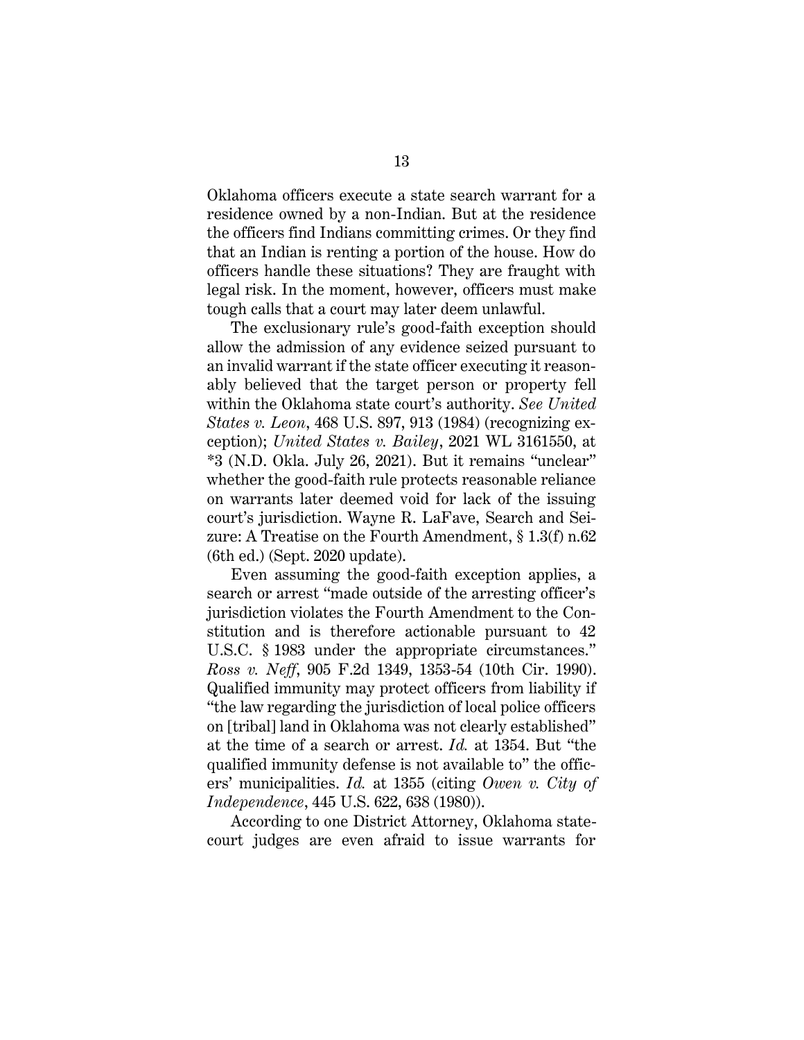Oklahoma officers execute a state search warrant for a residence owned by a non-Indian. But at the residence the officers find Indians committing crimes. Or they find that an Indian is renting a portion of the house. How do officers handle these situations? They are fraught with legal risk. In the moment, however, officers must make tough calls that a court may later deem unlawful.

The exclusionary rule's good-faith exception should allow the admission of any evidence seized pursuant to an invalid warrant if the state officer executing it reasonably believed that the target person or property fell within the Oklahoma state court's authority. *See United States v. Leon*, 468 U.S. 897, 913 (1984) (recognizing exception); *United States v. Bailey*, 2021 WL 3161550, at *3 (N.D. Okla. July 26, 2021). But it remains "unclear" whether the good-faith rule protects reasonable reliance on warrants later deemed void for lack of the issuing court's jurisdiction. Wayne R. LaFave, Search and Seizure: A Treatise on the Fourth Amendment, § 1.3(f) n.62 (6th ed.) (Sept. 2020 update).

Even assuming the good-faith exception applies, a search or arrest "made outside of the arresting officer's jurisdiction violates the Fourth Amendment to the Constitution and is therefore actionable pursuant to 42 U.S.C. § 1983 under the appropriate circumstances." *Ross v. Neff*, 905 F.2d 1349, 1353-54 (10th Cir. 1990). Qualified immunity may protect officers from liability if "the law regarding the jurisdiction of local police officers on [tribal] land in Oklahoma was not clearly established" at the time of a search or arrest. *Id.* at 1354. But "the qualified immunity defense is not available to" the officers' municipalities. *Id.* at 1355 (citing *Owen v. City of Independence*, 445 U.S. 622, 638 (1980)).

According to one District Attorney, Oklahoma state-court judges are even afraid to issue warrants for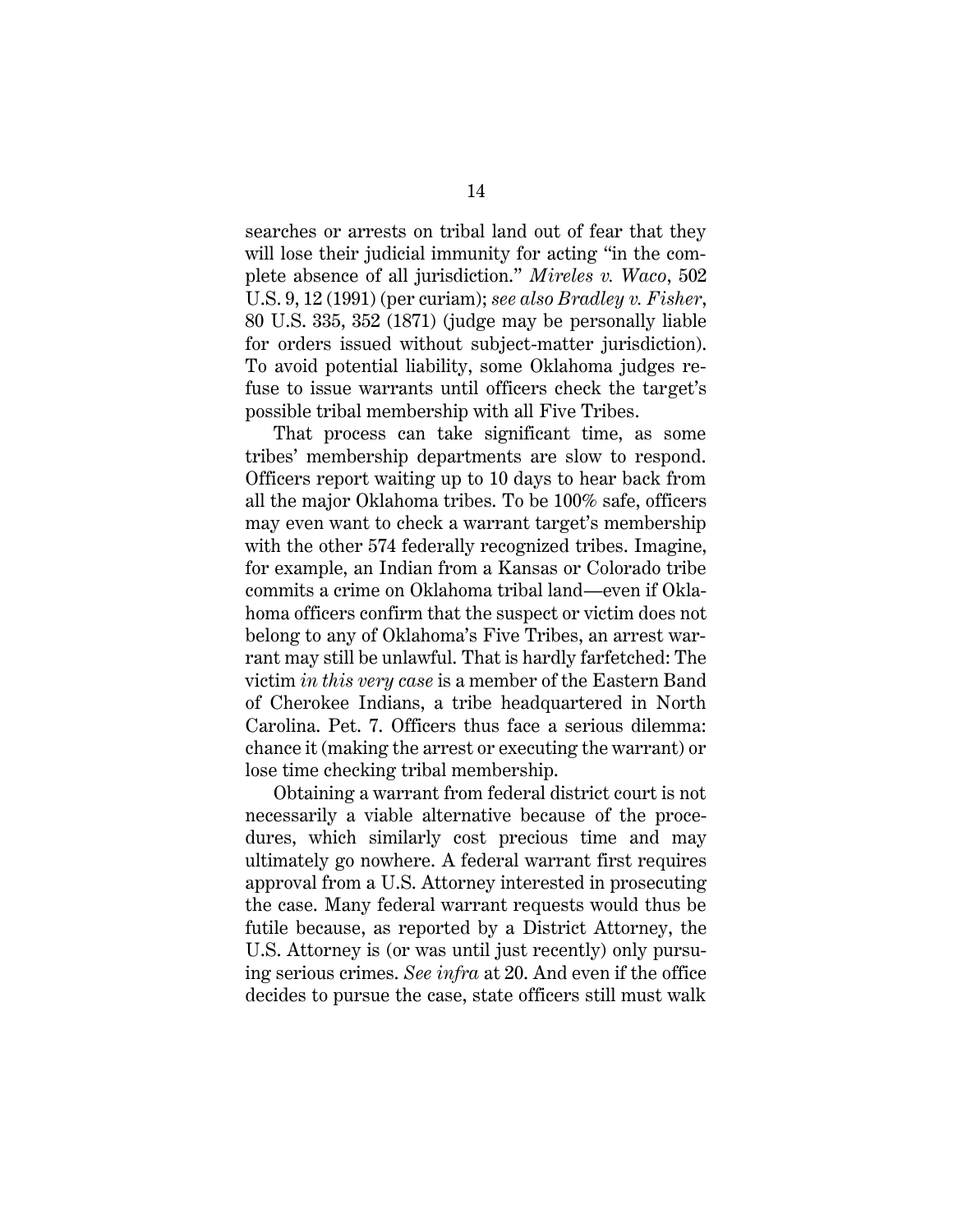searches or arrests on tribal land out of fear that they will lose their judicial immunity for acting "in the complete absence of all jurisdiction." *Mireles v. Waco*, 502 U.S. 9, 12 (1991) (per curiam); *see also Bradley v. Fisher*, 80 U.S. 335, 352 (1871) (judge may be personally liable for orders issued without subject-matter jurisdiction). To avoid potential liability, some Oklahoma judges refuse to issue warrants until officers check the target's possible tribal membership with all Five Tribes.

That process can take significant time, as some tribes' membership departments are slow to respond. Officers report waiting up to 10 days to hear back from all the major Oklahoma tribes. To be 100% safe, officers may even want to check a warrant target's membership with the other 574 federally recognized tribes. Imagine, for example, an Indian from a Kansas or Colorado tribe commits a crime on Oklahoma tribal land—even if Oklahoma officers confirm that the suspect or victim does not belong to any of Oklahoma's Five Tribes, an arrest warrant may still be unlawful. That is hardly farfetched: The victim *in this very case* is a member of the Eastern Band of Cherokee Indians, a tribe headquartered in North Carolina. Pet. 7. Officers thus face a serious dilemma: chance it (making the arrest or executing the warrant) or lose time checking tribal membership.

Obtaining a warrant from federal district court is not necessarily a viable alternative because of the procedures, which similarly cost precious time and may ultimately go nowhere. A federal warrant first requires approval from a U.S. Attorney interested in prosecuting the case. Many federal warrant requests would thus be futile because, as reported by a District Attorney, the U.S. Attorney is (or was until just recently) only pursuing serious crimes. *See infra* at 20. And even if the office decides to pursue the case, state officers still must walk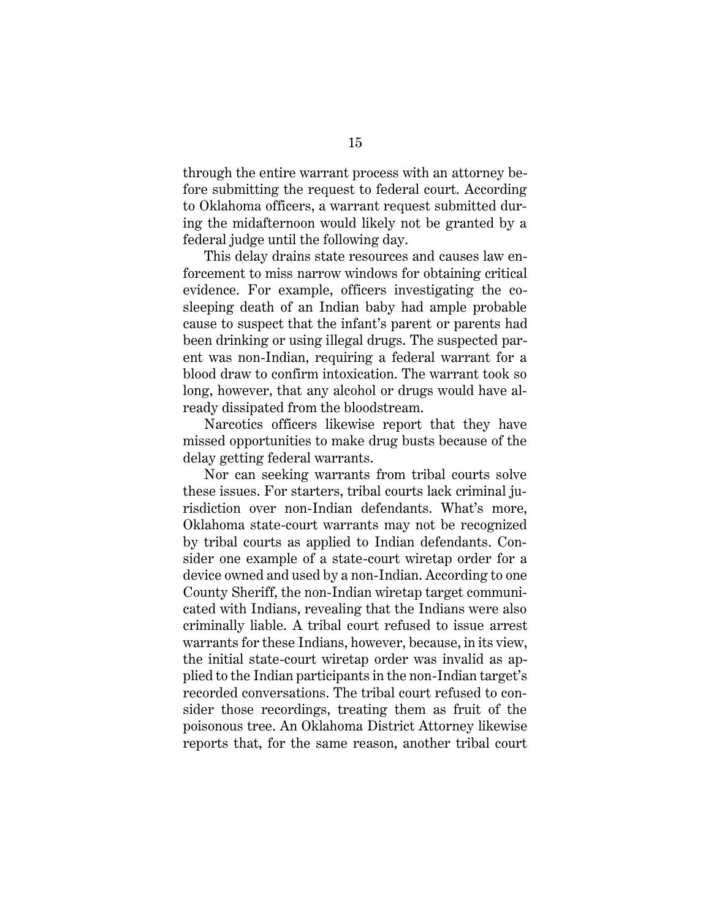through the entire warrant process with an attorney before submitting the request to federal court. According to Oklahoma officers, a warrant request submitted during the midafternoon would likely not be granted by a federal judge until the following day.

This delay drains state resources and causes law enforcement to miss narrow windows for obtaining critical evidence. For example, officers investigating the co-sleeping death of an Indian baby had ample probable cause to suspect that the infant's parent or parents had been drinking or using illegal drugs. The suspected parent was non-Indian, requiring a federal warrant for a blood draw to confirm intoxication. The warrant took so long, however, that any alcohol or drugs would have already dissipated from the bloodstream.

Narcotics officers likewise report that they have missed opportunities to make drug busts because of the delay getting federal warrants.

Nor can seeking warrants from tribal courts solve these issues. For starters, tribal courts lack criminal jurisdiction over non-Indian defendants. What's more, Oklahoma state-court warrants may not be recognized by tribal courts as applied to Indian defendants. Consider one example of a state-court wiretap order for a device owned and used by a non-Indian. According to one County Sheriff, the non-Indian wiretap target communicated with Indians, revealing that the Indians were also criminally liable. A tribal court refused to issue arrest warrants for these Indians, however, because, in its view, the initial state-court wiretap order was invalid as applied to the Indian participants in the non-Indian target's recorded conversations. The tribal court refused to consider those recordings, treating them as fruit of the poisonous tree. An Oklahoma District Attorney likewise reports that, for the same reason, another tribal court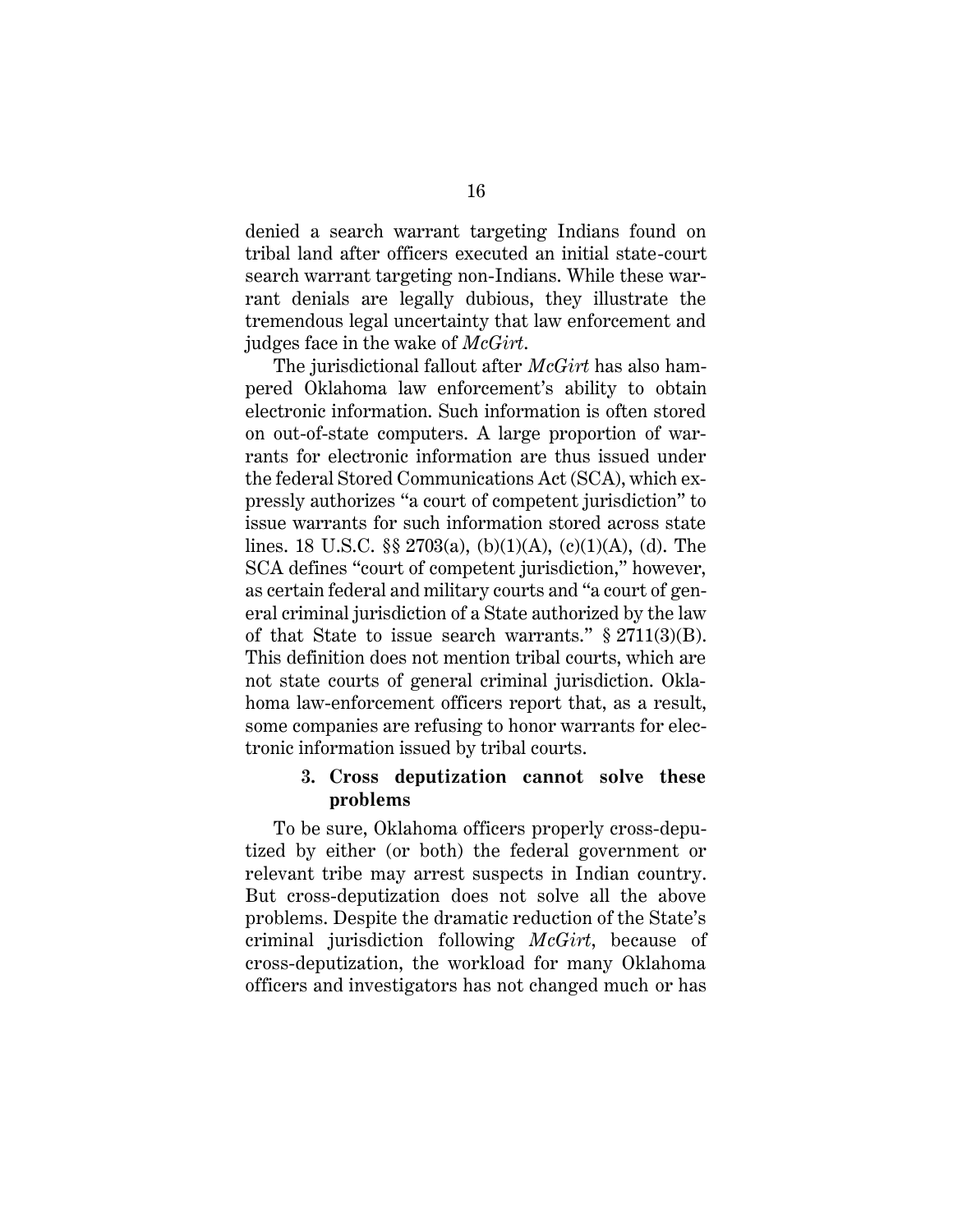denied a search warrant targeting Indians found on tribal land after officers executed an initial state-court search warrant targeting non-Indians. While these warrant denials are legally dubious, they illustrate the tremendous legal uncertainty that law enforcement and judges face in the wake of *McGirt*.

The jurisdictional fallout after *McGirt* has also hampered Oklahoma law enforcement's ability to obtain electronic information. Such information is often stored on out-of-state computers. A large proportion of warrants for electronic information are thus issued under the federal Stored Communications Act (SCA), which expressly authorizes "a court of competent jurisdiction" to issue warrants for such information stored across state lines. 18 U.S.C. §§ 2703(a), (b)(1)(A), (c)(1)(A), (d). The SCA defines "court of competent jurisdiction," however, as certain federal and military courts and "a court of general criminal jurisdiction of a State authorized by the law of that State to issue search warrants." § 2711(3)(B). This definition does not mention tribal courts, which are not state courts of general criminal jurisdiction. Oklahoma law-enforcement officers report that, as a result, some companies are refusing to honor warrants for electronic information issued by tribal courts.

### 3. Cross deputization cannot solve these problems

To be sure, Oklahoma officers properly cross-deputized by either (or both) the federal government or relevant tribe may arrest suspects in Indian country. But cross-deputization does not solve all the above problems. Despite the dramatic reduction of the State's criminal jurisdiction following *McGirt*, because of cross-deputization, the workload for many Oklahoma officers and investigators has not changed much or has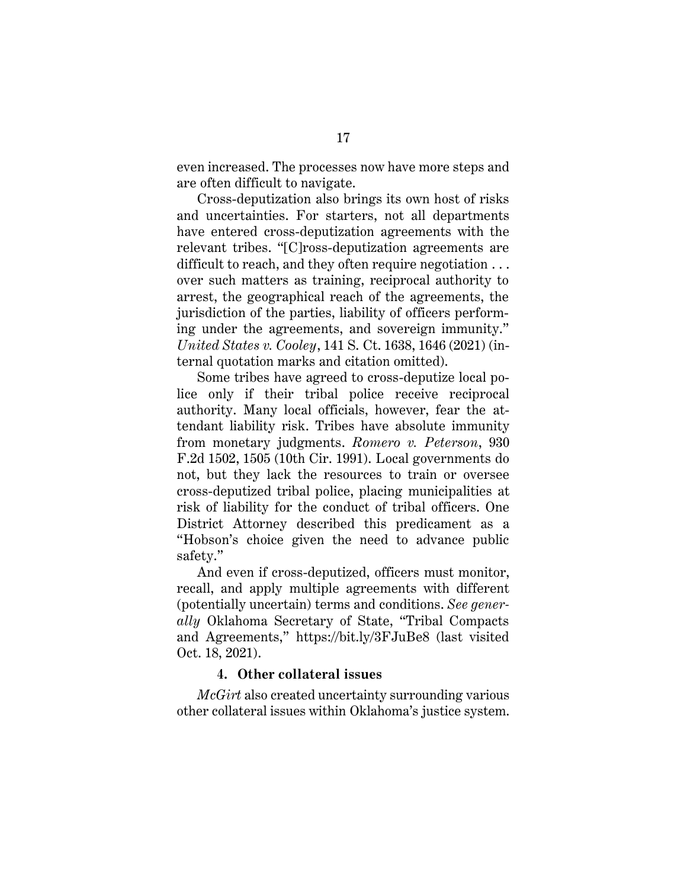even increased. The processes now have more steps and are often difficult to navigate.

Cross-deputization also brings its own host of risks and uncertainties. For starters, not all departments have entered cross-deputization agreements with the relevant tribes. "[C]ross-deputization agreements are difficult to reach, and they often require negotiation . . . over such matters as training, reciprocal authority to arrest, the geographical reach of the agreements, the jurisdiction of the parties, liability of officers performing under the agreements, and sovereign immunity." *United States v. Cooley*, 141 S. Ct. 1638, 1646 (2021) (internal quotation marks and citation omitted).

Some tribes have agreed to cross-deputize local police only if their tribal police receive reciprocal authority. Many local officials, however, fear the attendant liability risk. Tribes have absolute immunity from monetary judgments. *Romero v. Peterson*, 930 F.2d 1502, 1505 (10th Cir. 1991). Local governments do not, but they lack the resources to train or oversee cross-deputized tribal police, placing municipalities at risk of liability for the conduct of tribal officers. One District Attorney described this predicament as a "Hobson's choice given the need to advance public safety."

And even if cross-deputized, officers must monitor, recall, and apply multiple agreements with different (potentially uncertain) terms and conditions. *See generally* Oklahoma Secretary of State, "Tribal Compacts and Agreements," https://bit.ly/3FJuBe8 (last visited Oct. 18, 2021).

#### 4. Other collateral issues

*McGirt* also created uncertainty surrounding various other collateral issues within Oklahoma's justice system.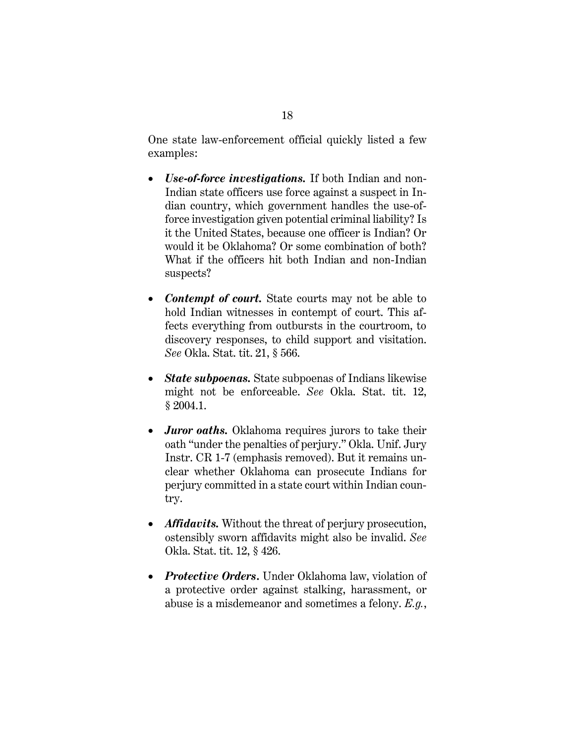One state law-enforcement official quickly listed a few examples:

- ***Use-of-force investigations.*** If both Indian and non-Indian state officers use force against a suspect in Indian country, which government handles the use-of-force investigation given potential criminal liability? Is it the United States, because one officer is Indian? Or would it be Oklahoma? Or some combination of both? What if the officers hit both Indian and non-Indian suspects?

- ***Contempt of court.*** State courts may not be able to hold Indian witnesses in contempt of court. This affects everything from outbursts in the courtroom, to discovery responses, to child support and visitation. *See* Okla. Stat. tit. 21, § 566.

- ***State subpoenas.*** State subpoenas of Indians likewise might not be enforceable. *See* Okla. Stat. tit. 12, § 2004.1.

- ***Juror oaths.*** Oklahoma requires jurors to take their oath "under the penalties of perjury." Okla. Unif. Jury Instr. CR 1-7 (emphasis removed). But it remains unclear whether Oklahoma can prosecute Indians for perjury committed in a state court within Indian country.

- ***Affidavits.*** Without the threat of perjury prosecution, ostensibly sworn affidavits might also be invalid. *See* Okla. Stat. tit. 12, § 426.

- ***Protective Orders*****.** Under Oklahoma law, violation of a protective order against stalking, harassment, or abuse is a misdemeanor and sometimes a felony. *E.g.*,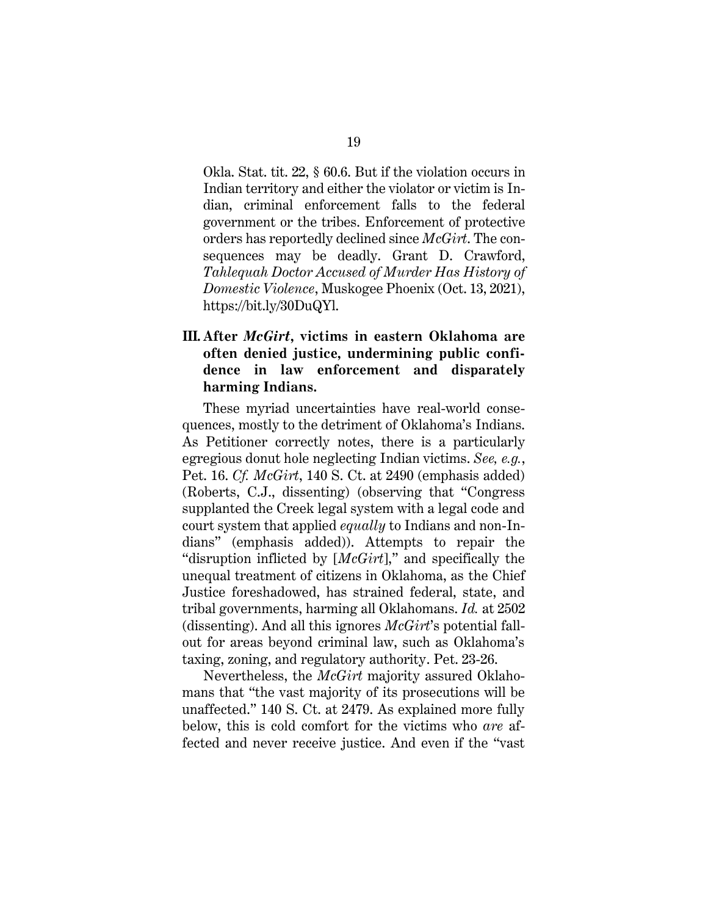Okla. Stat. tit. 22, § 60.6. But if the violation occurs in Indian territory and either the violator or victim is Indian, criminal enforcement falls to the federal government or the tribes. Enforcement of protective orders has reportedly declined since *McGirt*. The consequences may be deadly. Grant D. Crawford, *Tahlequah Doctor Accused of Murder Has History of Domestic Violence*, Muskogee Phoenix (Oct. 13, 2021), https://bit.ly/30DuQYl.

## III. After *McGirt*, victims in eastern Oklahoma are often denied justice, undermining public confidence in law enforcement and disparately harming Indians.

These myriad uncertainties have real-world consequences, mostly to the detriment of Oklahoma's Indians. As Petitioner correctly notes, there is a particularly egregious donut hole neglecting Indian victims. *See, e.g.*, Pet. 16. *Cf. McGirt*, 140 S. Ct. at 2490 (emphasis added) (Roberts, C.J., dissenting) (observing that "Congress supplanted the Creek legal system with a legal code and court system that applied *equally* to Indians and non-Indians" (emphasis added)). Attempts to repair the "disruption inflicted by [*McGirt*]," and specifically the unequal treatment of citizens in Oklahoma, as the Chief Justice foreshadowed, has strained federal, state, and tribal governments, harming all Oklahomans. *Id.* at 2502 (dissenting). And all this ignores *McGirt*'s potential fallout for areas beyond criminal law, such as Oklahoma's taxing, zoning, and regulatory authority. Pet. 23-26.

Nevertheless, the *McGirt* majority assured Oklahomans that "the vast majority of its prosecutions will be unaffected." 140 S. Ct. at 2479. As explained more fully below, this is cold comfort for the victims who *are* affected and never receive justice. And even if the "vast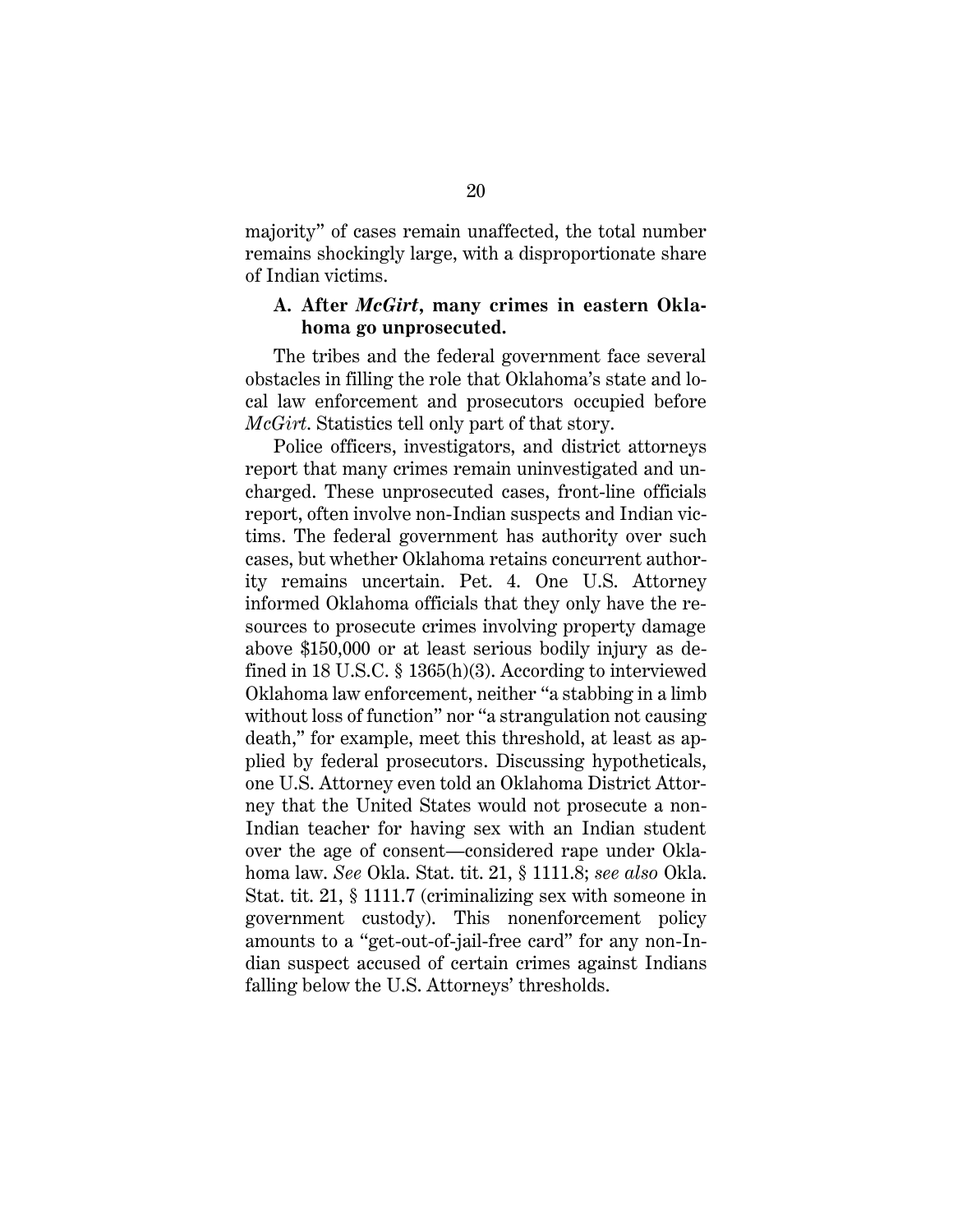majority" of cases remain unaffected, the total number remains shockingly large, with a disproportionate share of Indian victims.

### A. After *McGirt*, many crimes in eastern Oklahoma go unprosecuted.

The tribes and the federal government face several obstacles in filling the role that Oklahoma's state and local law enforcement and prosecutors occupied before *McGirt*. Statistics tell only part of that story.

Police officers, investigators, and district attorneys report that many crimes remain uninvestigated and uncharged. These unprosecuted cases, front-line officials report, often involve non-Indian suspects and Indian victims. The federal government has authority over such cases, but whether Oklahoma retains concurrent authority remains uncertain. Pet. 4. One U.S. Attorney informed Oklahoma officials that they only have the resources to prosecute crimes involving property damage above $150,000 or at least serious bodily injury as defined in 18 U.S.C. § 1365(h)(3). According to interviewed Oklahoma law enforcement, neither "a stabbing in a limb without loss of function" nor "a strangulation not causing death," for example, meet this threshold, at least as applied by federal prosecutors. Discussing hypotheticals, one U.S. Attorney even told an Oklahoma District Attorney that the United States would not prosecute a non-Indian teacher for having sex with an Indian student over the age of consent—considered rape under Oklahoma law. *See* Okla. Stat. tit. 21, § 1111.8; *see also* Okla. Stat. tit. 21, § 1111.7 (criminalizing sex with someone in government custody). This nonenforcement policy amounts to a "get-out-of-jail-free card" for any non-Indian suspect accused of certain crimes against Indians falling below the U.S. Attorneys' thresholds.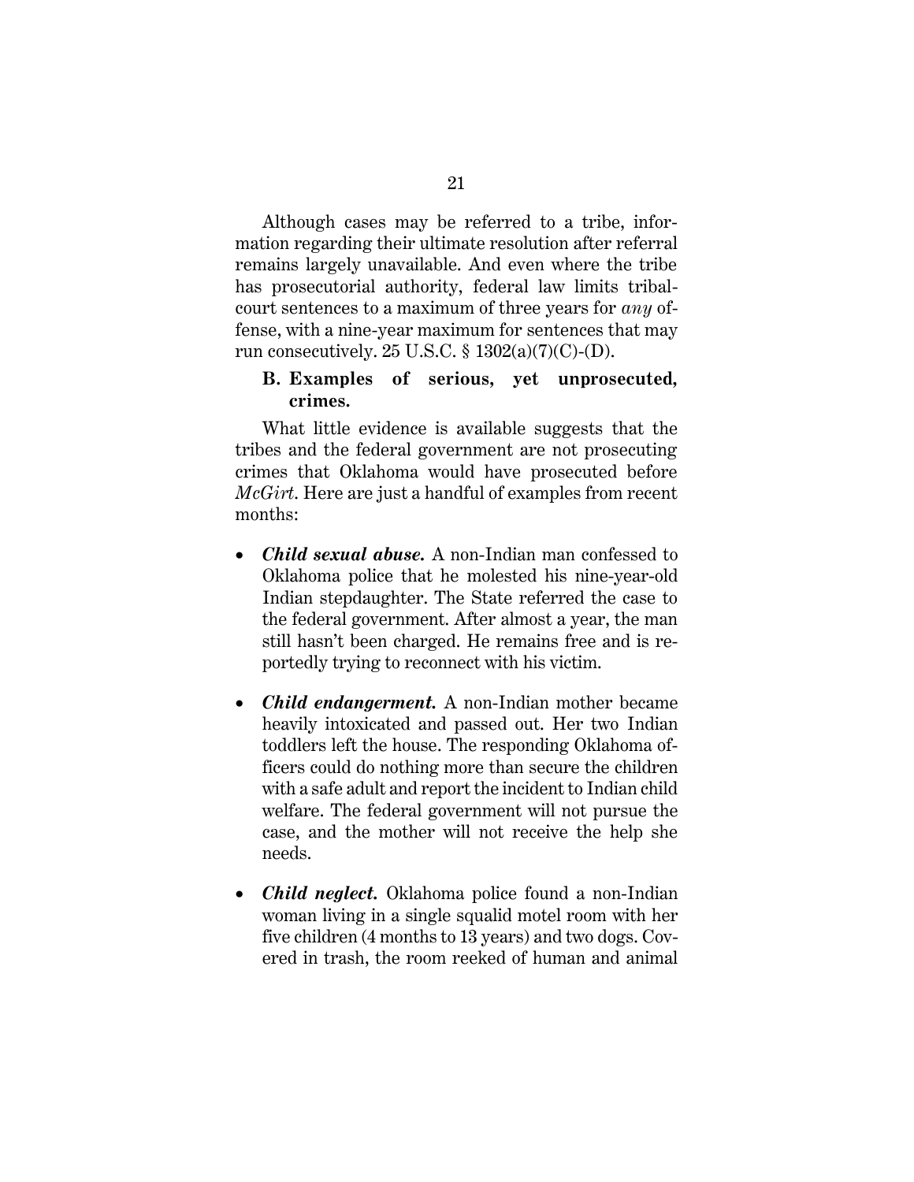Although cases may be referred to a tribe, information regarding their ultimate resolution after referral remains largely unavailable. And even where the tribe has prosecutorial authority, federal law limits tribal-court sentences to a maximum of three years for *any* offense, with a nine-year maximum for sentences that may run consecutively. 25 U.S.C. § 1302(a)(7)(C)-(D).

### B. Examples of serious, yet unprosecuted, crimes.

What little evidence is available suggests that the tribes and the federal government are not prosecuting crimes that Oklahoma would have prosecuted before *McGirt*. Here are just a handful of examples from recent months:

- ***Child sexual abuse.*** A non-Indian man confessed to Oklahoma police that he molested his nine-year-old Indian stepdaughter. The State referred the case to the federal government. After almost a year, the man still hasn't been charged. He remains free and is reportedly trying to reconnect with his victim.

- ***Child endangerment.*** A non-Indian mother became heavily intoxicated and passed out. Her two Indian toddlers left the house. The responding Oklahoma officers could do nothing more than secure the children with a safe adult and report the incident to Indian child welfare. The federal government will not pursue the case, and the mother will not receive the help she needs.

- ***Child neglect.*** Oklahoma police found a non-Indian woman living in a single squalid motel room with her five children (4 months to 13 years) and two dogs. Covered in trash, the room reeked of human and animal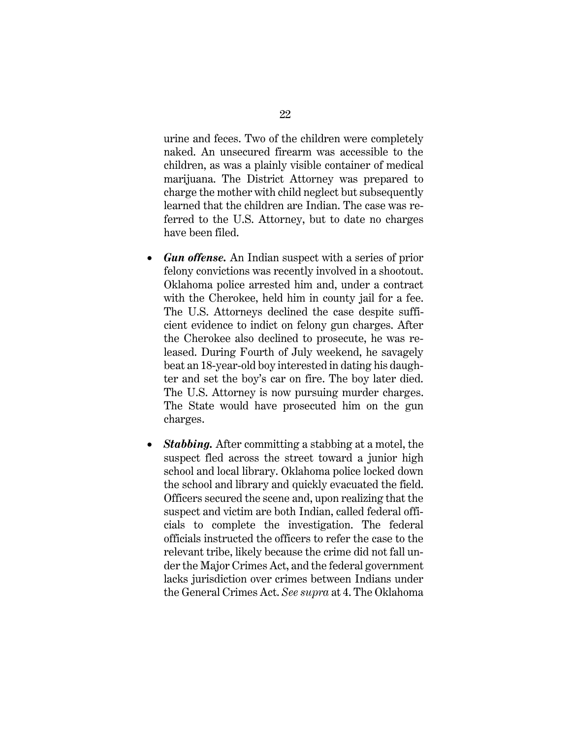urine and feces. Two of the children were completely naked. An unsecured firearm was accessible to the children, as was a plainly visible container of medical marijuana. The District Attorney was prepared to charge the mother with child neglect but subsequently learned that the children are Indian. The case was referred to the U.S. Attorney, but to date no charges have been filed.

- ***Gun offense.*** An Indian suspect with a series of prior felony convictions was recently involved in a shootout. Oklahoma police arrested him and, under a contract with the Cherokee, held him in county jail for a fee. The U.S. Attorneys declined the case despite sufficient evidence to indict on felony gun charges. After the Cherokee also declined to prosecute, he was released. During Fourth of July weekend, he savagely beat an 18-year-old boy interested in dating his daughter and set the boy's car on fire. The boy later died. The U.S. Attorney is now pursuing murder charges. The State would have prosecuted him on the gun charges.

- ***Stabbing.*** After committing a stabbing at a motel, the suspect fled across the street toward a junior high school and local library. Oklahoma police locked down the school and library and quickly evacuated the field. Officers secured the scene and, upon realizing that the suspect and victim are both Indian, called federal officials to complete the investigation. The federal officials instructed the officers to refer the case to the relevant tribe, likely because the crime did not fall under the Major Crimes Act, and the federal government lacks jurisdiction over crimes between Indians under the General Crimes Act. *See supra* at 4. The Oklahoma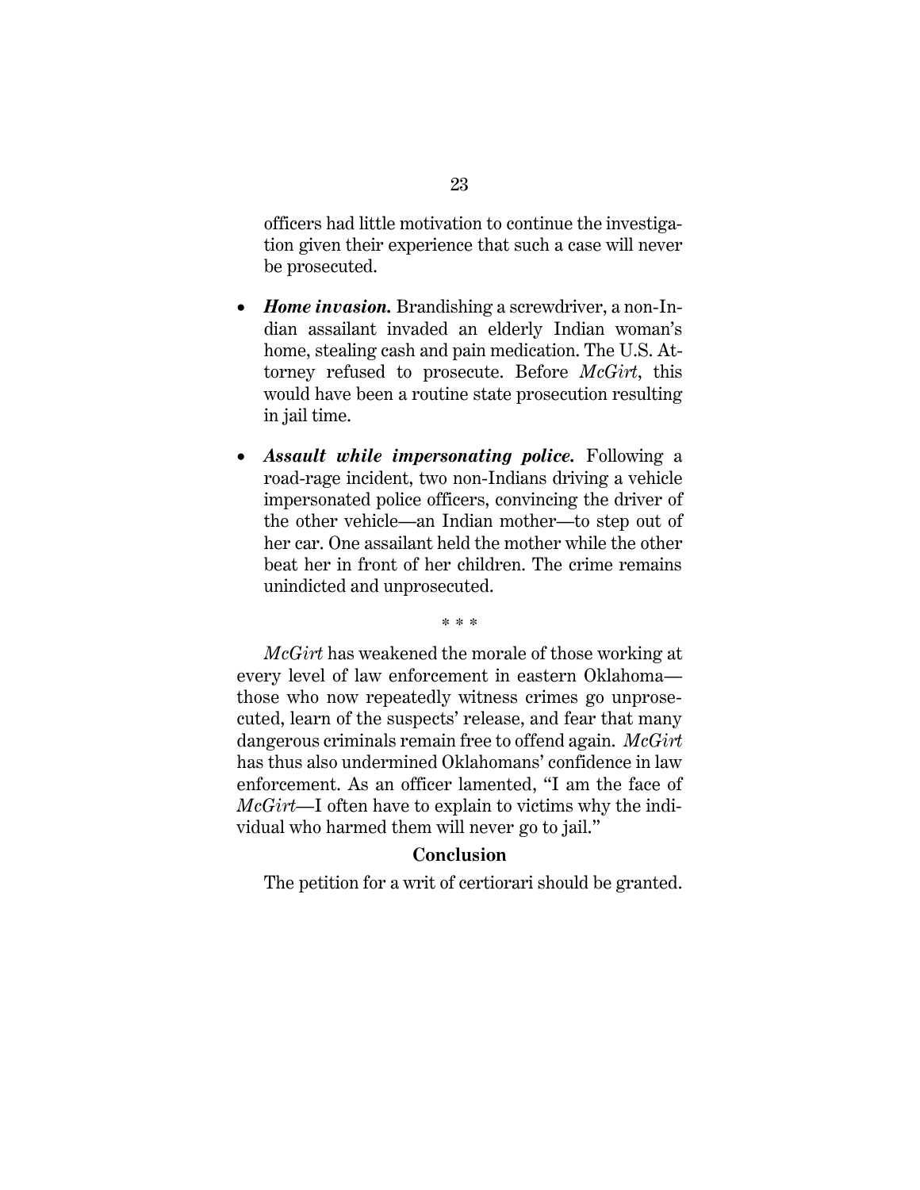officers had little motivation to continue the investigation given their experience that such a case will never be prosecuted.

- ***Home invasion.*** Brandishing a screwdriver, a non-Indian assailant invaded an elderly Indian woman's home, stealing cash and pain medication. The U.S. Attorney refused to prosecute. Before *McGirt*, this would have been a routine state prosecution resulting in jail time.

- ***Assault while impersonating police.*** Following a road-rage incident, two non-Indians driving a vehicle impersonated police officers, convincing the driver of the other vehicle—an Indian mother—to step out of her car. One assailant held the mother while the other beat her in front of her children. The crime remains unindicted and unprosecuted.

\* \* \*

*McGirt* has weakened the morale of those working at every level of law enforcement in eastern Oklahoma—those who now repeatedly witness crimes go unprosecuted, learn of the suspects' release, and fear that many dangerous criminals remain free to offend again. *McGirt* has thus also undermined Oklahomans' confidence in law enforcement. As an officer lamented, "I am the face of *McGirt*—I often have to explain to victims why the individual who harmed them will never go to jail."

## Conclusion

The petition for a writ of certiorari should be granted.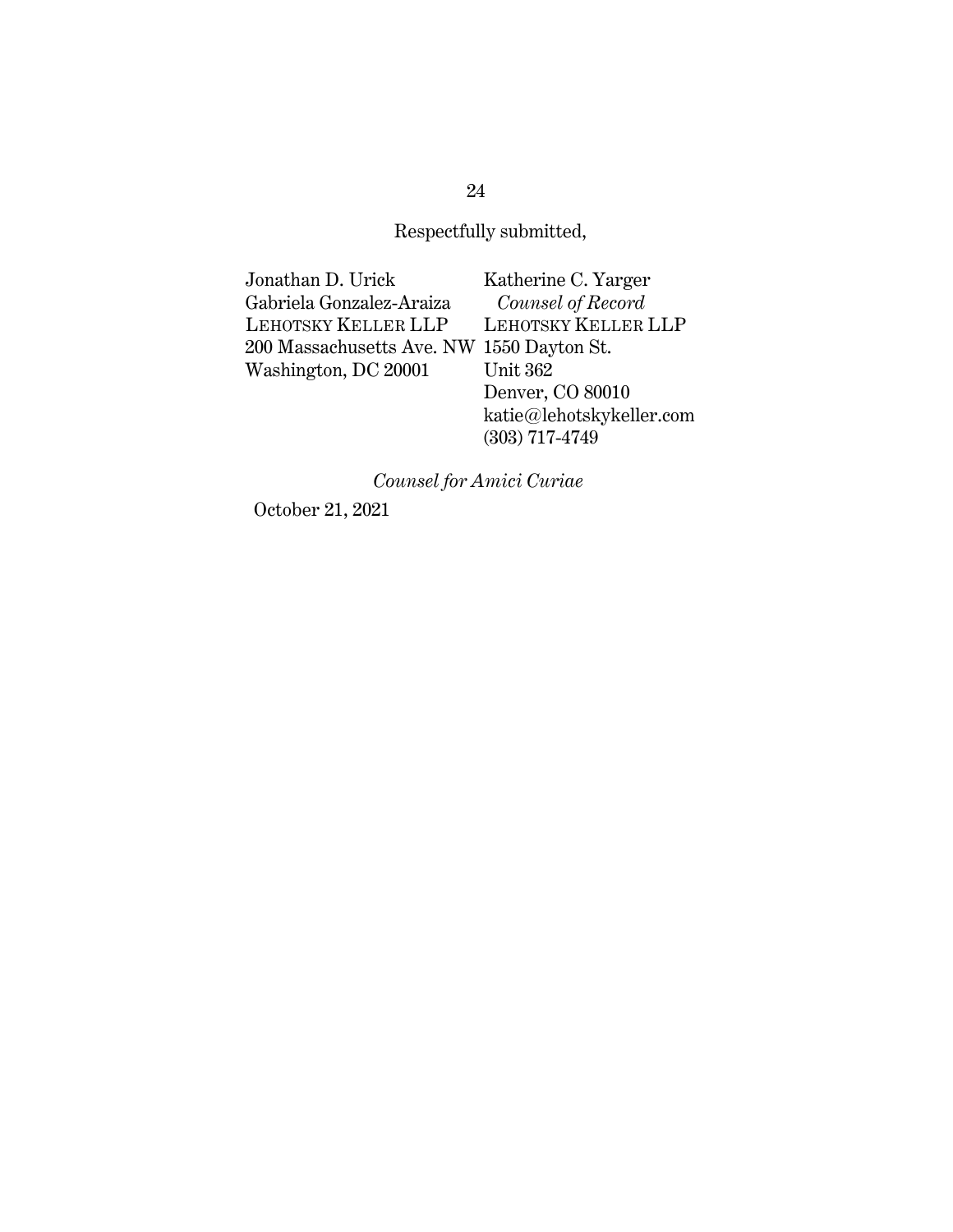Respectfully submitted,

Jonathan D. Urick
Gabriela Gonzalez-Araiza
LEHOTSKY KELLER LLP
200 Massachusetts Ave. NW
Washington, DC 20001

Katherine C. Yarger
*Counsel of Record*
LEHOTSKY KELLER LLP
1550 Dayton St.
Unit 362
Denver, CO 80010
katie@lehotskykeller.com
(303) 717-4749

*Counsel for Amici Curiae*

October 21, 2021